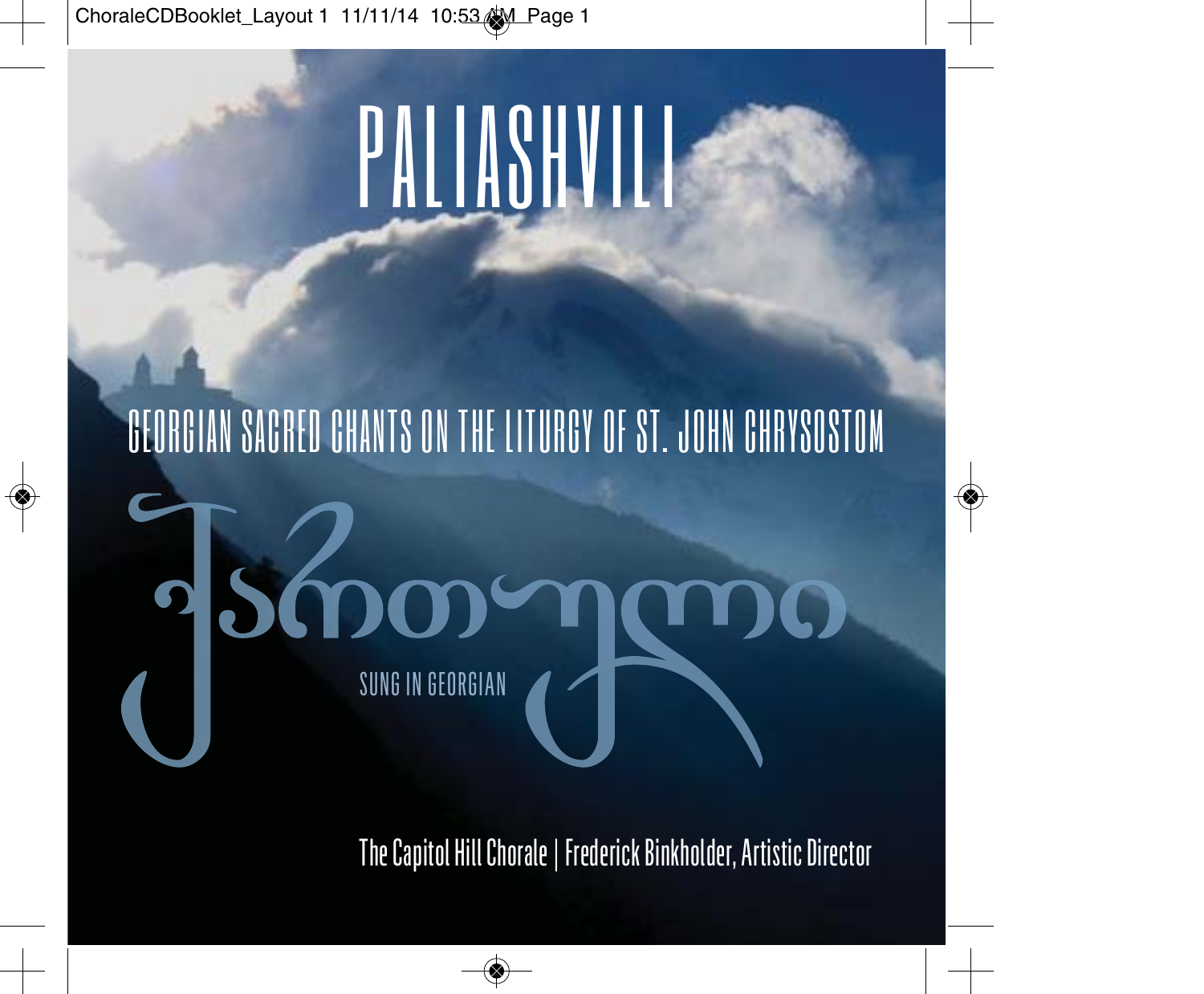# PALIASHVILI

## GEORGIAN SACRED CHANTS ON THE LITURGY OF ST. JOHN CHRYSOSTOM

ჟამისწირვა

SUNG IN GEORGIAN

The Capitol Hill Chorale | Frederick Binkholder, Artistic Director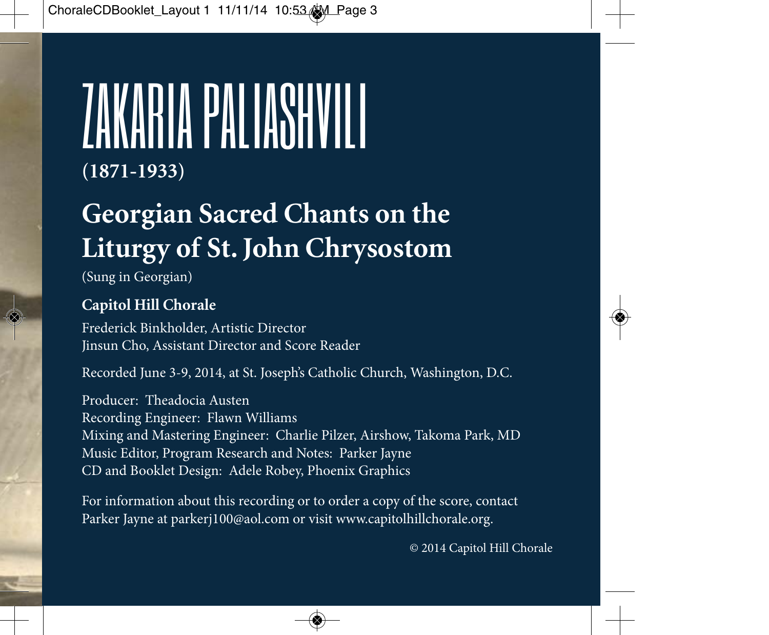# ZAKARIA PALIASHVILI

**(1871-1933)**

## Georgian Sacred Chants on the Liturgy of St. John Chrysostom

(Sung in Georgian)

**Capitol Hill Chorale**

Frederick Binkholder, Artistic Director
Jinsun Cho, Assistant Director and Score Reader

Recorded June 3-9, 2014, at St. Joseph's Catholic Church, Washington, D.C.

Producer: Theadocia Austen
Recording Engineer: Flawn Williams
Mixing and Mastering Engineer: Charlie Pilzer, Airshow, Takoma Park, MD
Music Editor, Program Research and Notes: Parker Jayne
CD and Booklet Design: Adele Robey, Phoenix Graphics

For information about this recording or to order a copy of the score, contact Parker Jayne at parkerj100@aol.com or visit www.capitolhillchorale.org.

© 2014 Capitol Hill Chorale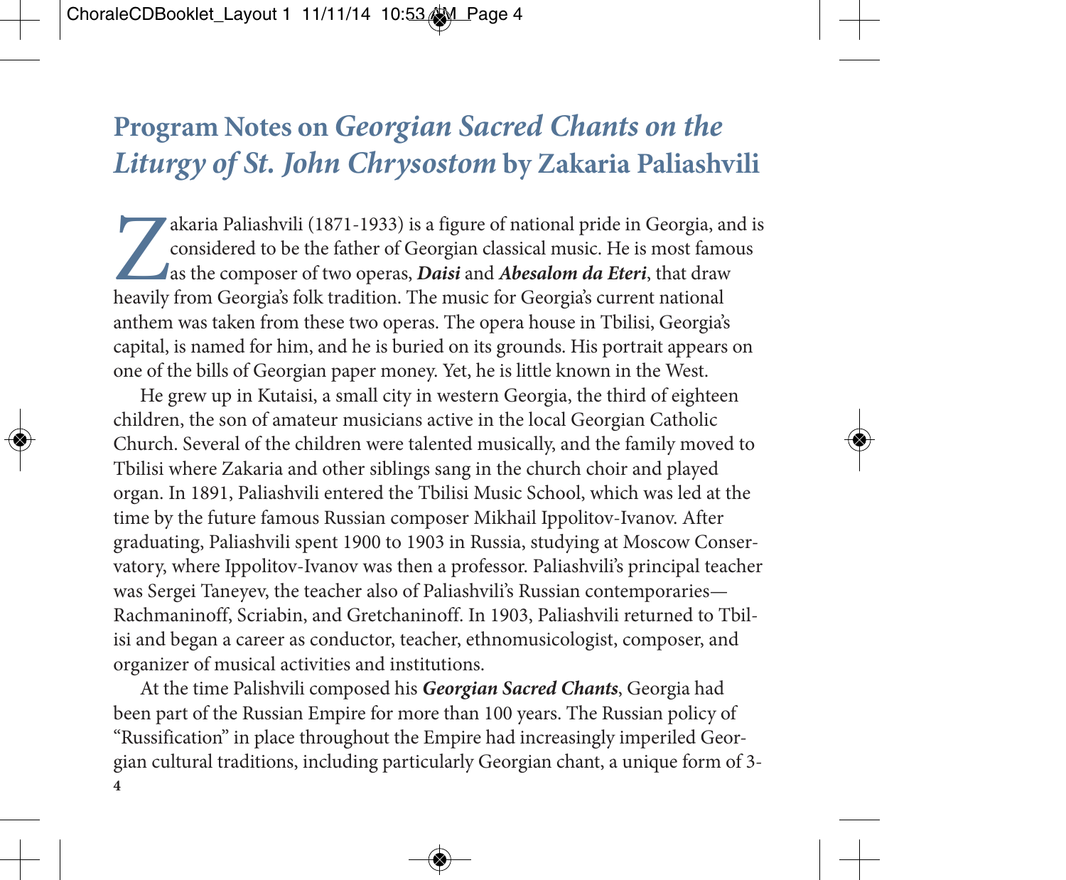## Program Notes on *Georgian Sacred Chants on the Liturgy of St. John Chrysostom* by Zakaria Paliashvili

Zakaria Paliashvili (1871-1933) is a figure of national pride in Georgia, and is considered to be the father of Georgian classical music. He is most famous as the composer of two operas, ***Daisi*** and ***Abesalom da Eteri***, that draw heavily from Georgia's folk tradition. The music for Georgia's current national anthem was taken from these two operas. The opera house in Tbilisi, Georgia's capital, is named for him, and he is buried on its grounds. His portrait appears on one of the bills of Georgian paper money. Yet, he is little known in the West.

He grew up in Kutaisi, a small city in western Georgia, the third of eighteen children, the son of amateur musicians active in the local Georgian Catholic Church. Several of the children were talented musically, and the family moved to Tbilisi where Zakaria and other siblings sang in the church choir and played organ. In 1891, Paliashvili entered the Tbilisi Music School, which was led at the time by the future famous Russian composer Mikhail Ippolitov-Ivanov. After graduating, Paliashvili spent 1900 to 1903 in Russia, studying at Moscow Conservatory, where Ippolitov-Ivanov was then a professor. Paliashvili's principal teacher was Sergei Taneyev, the teacher also of Paliashvili's Russian contemporaries—Rachmaninoff, Scriabin, and Gretchaninoff. In 1903, Paliashvili returned to Tbilisi and began a career as conductor, teacher, ethnomusicologist, composer, and organizer of musical activities and institutions.

At the time Palishvili composed his ***Georgian Sacred Chants***, Georgia had been part of the Russian Empire for more than 100 years. The Russian policy of "Russification" in place throughout the Empire had increasingly imperiled Georgian cultural traditions, including particularly Georgian chant, a unique form of 3-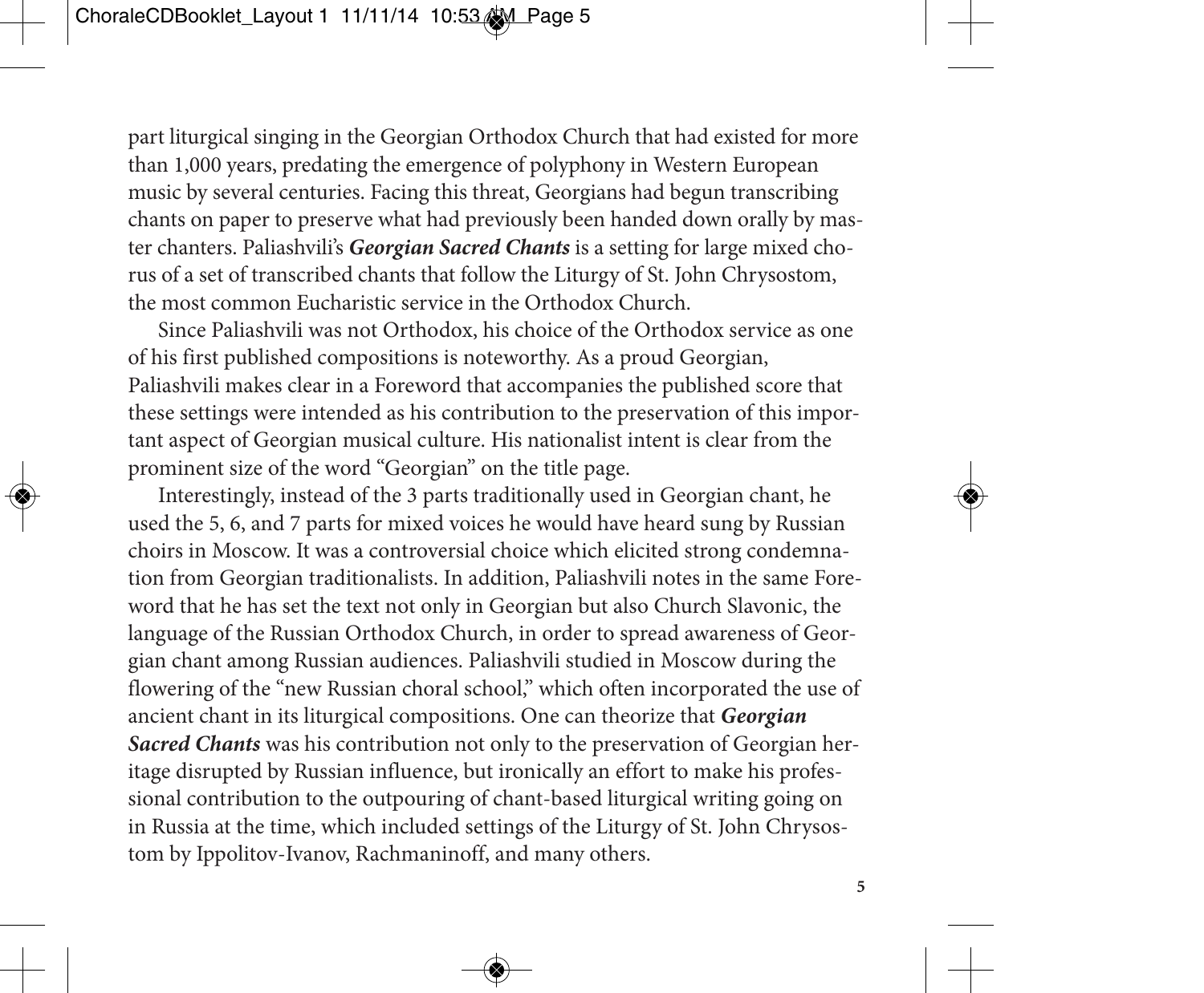part liturgical singing in the Georgian Orthodox Church that had existed for more than 1,000 years, predating the emergence of polyphony in Western European music by several centuries. Facing this threat, Georgians had begun transcribing chants on paper to preserve what had previously been handed down orally by master chanters. Paliashvili's ***Georgian Sacred Chants*** is a setting for large mixed chorus of a set of transcribed chants that follow the Liturgy of St. John Chrysostom, the most common Eucharistic service in the Orthodox Church.

Since Paliashvili was not Orthodox, his choice of the Orthodox service as one of his first published compositions is noteworthy. As a proud Georgian, Paliashvili makes clear in a Foreword that accompanies the published score that these settings were intended as his contribution to the preservation of this important aspect of Georgian musical culture. His nationalist intent is clear from the prominent size of the word "Georgian" on the title page.

Interestingly, instead of the 3 parts traditionally used in Georgian chant, he used the 5, 6, and 7 parts for mixed voices he would have heard sung by Russian choirs in Moscow. It was a controversial choice which elicited strong condemnation from Georgian traditionalists. In addition, Paliashvili notes in the same Foreword that he has set the text not only in Georgian but also Church Slavonic, the language of the Russian Orthodox Church, in order to spread awareness of Georgian chant among Russian audiences. Paliashvili studied in Moscow during the flowering of the "new Russian choral school," which often incorporated the use of ancient chant in its liturgical compositions. One can theorize that ***Georgian Sacred Chants*** was his contribution not only to the preservation of Georgian heritage disrupted by Russian influence, but ironically an effort to make his professional contribution to the outpouring of chant-based liturgical writing going on in Russia at the time, which included settings of the Liturgy of St. John Chrysostom by Ippolitov-Ivanov, Rachmaninoff, and many others.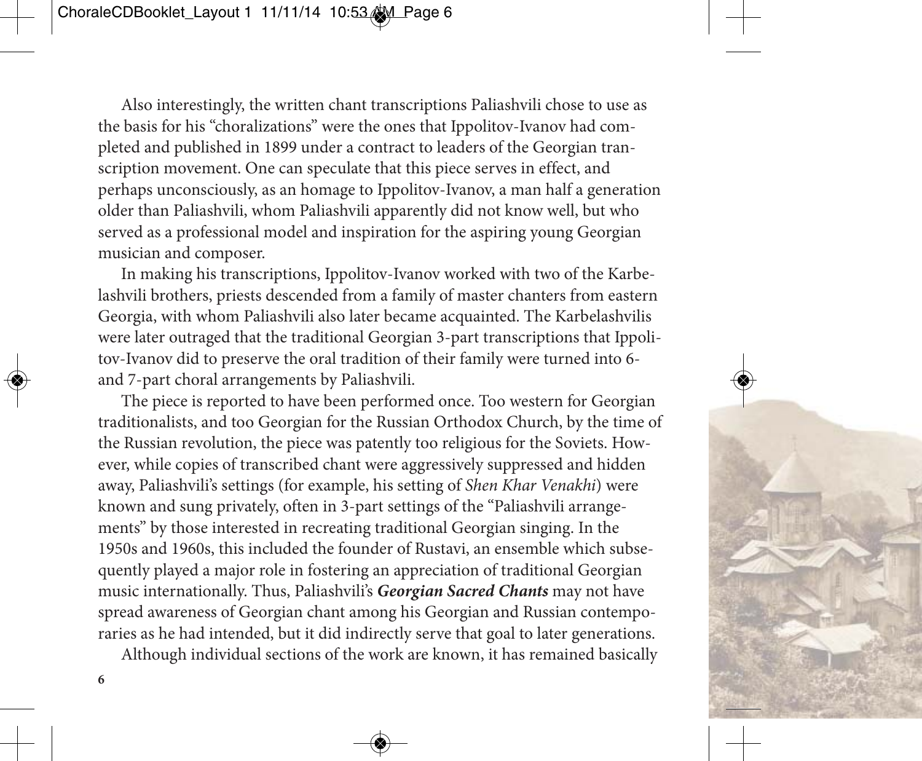Also interestingly, the written chant transcriptions Paliashvili chose to use as the basis for his "choralizations" were the ones that Ippolitov-Ivanov had completed and published in 1899 under a contract to leaders of the Georgian transcription movement. One can speculate that this piece serves in effect, and perhaps unconsciously, as an homage to Ippolitov-Ivanov, a man half a generation older than Paliashvili, whom Paliashvili apparently did not know well, but who served as a professional model and inspiration for the aspiring young Georgian musician and composer.

In making his transcriptions, Ippolitov-Ivanov worked with two of the Karbelashvili brothers, priests descended from a family of master chanters from eastern Georgia, with whom Paliashvili also later became acquainted. The Karbelashvilis were later outraged that the traditional Georgian 3-part transcriptions that Ippolitov-Ivanov did to preserve the oral tradition of their family were turned into 6- and 7-part choral arrangements by Paliashvili.

The piece is reported to have been performed once. Too western for Georgian traditionalists, and too Georgian for the Russian Orthodox Church, by the time of the Russian revolution, the piece was patently too religious for the Soviets. However, while copies of transcribed chant were aggressively suppressed and hidden away, Paliashvili's settings (for example, his setting of *Shen Khar Venakhi*) were known and sung privately, often in 3-part settings of the "Paliashvili arrangements" by those interested in recreating traditional Georgian singing. In the 1950s and 1960s, this included the founder of Rustavi, an ensemble which subsequently played a major role in fostering an appreciation of traditional Georgian music internationally. Thus, Paliashvili's ***Georgian Sacred Chants*** may not have spread awareness of Georgian chant among his Georgian and Russian contemporaries as he had intended, but it did indirectly serve that goal to later generations.

Although individual sections of the work are known, it has remained basically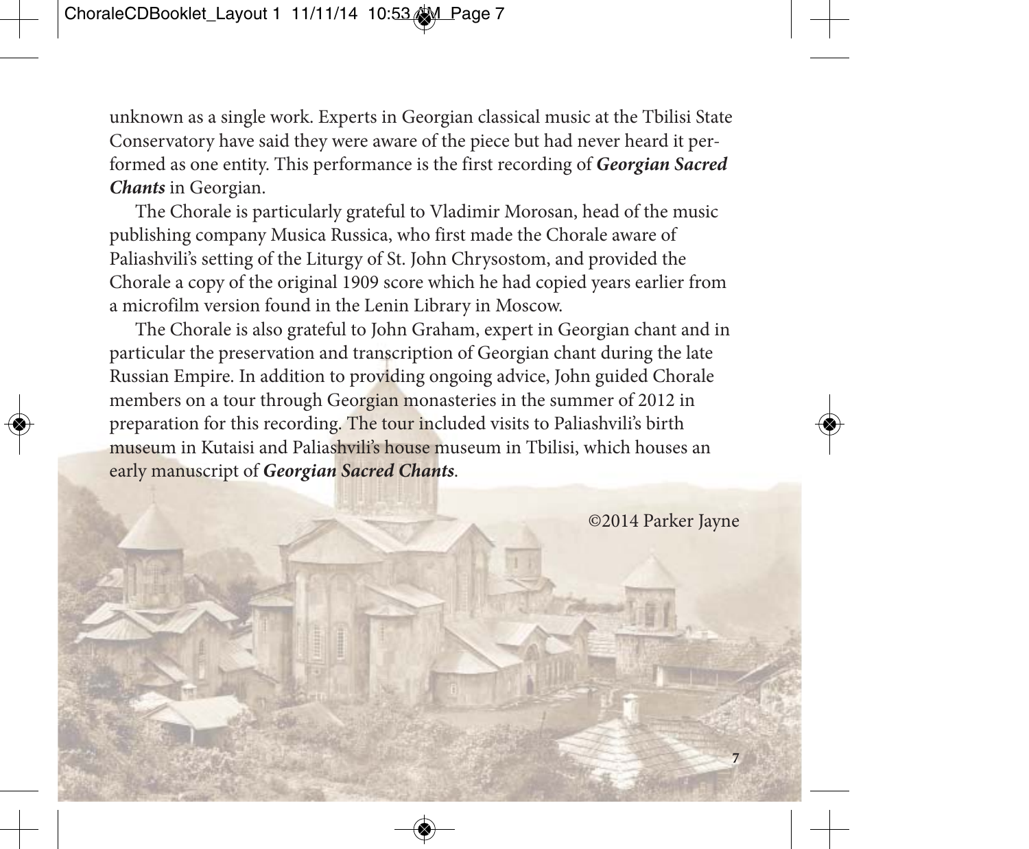unknown as a single work. Experts in Georgian classical music at the Tbilisi State Conservatory have said they were aware of the piece but had never heard it performed as one entity. This performance is the first recording of ***Georgian Sacred Chants*** in Georgian.

The Chorale is particularly grateful to Vladimir Morosan, head of the music publishing company Musica Russica, who first made the Chorale aware of Paliashvili's setting of the Liturgy of St. John Chrysostom, and provided the Chorale a copy of the original 1909 score which he had copied years earlier from a microfilm version found in the Lenin Library in Moscow.

The Chorale is also grateful to John Graham, expert in Georgian chant and in particular the preservation and transcription of Georgian chant during the late Russian Empire. In addition to providing ongoing advice, John guided Chorale members on a tour through Georgian monasteries in the summer of 2012 in preparation for this recording. The tour included visits to Paliashvili's birth museum in Kutaisi and Paliashvili's house museum in Tbilisi, which houses an early manuscript of ***Georgian Sacred Chants***.

©2014 Parker Jayne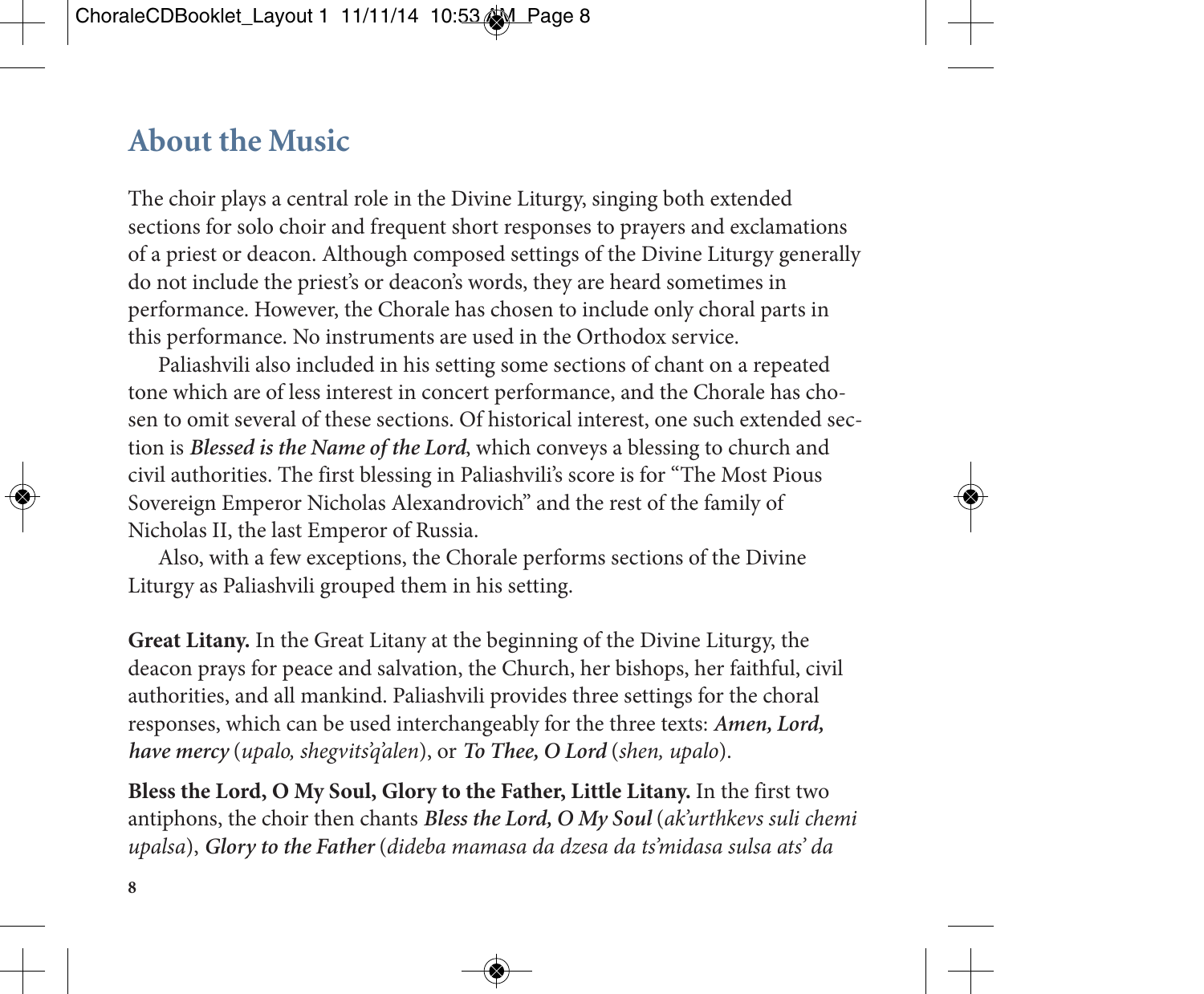## About the Music

The choir plays a central role in the Divine Liturgy, singing both extended sections for solo choir and frequent short responses to prayers and exclamations of a priest or deacon. Although composed settings of the Divine Liturgy generally do not include the priest's or deacon's words, they are heard sometimes in performance. However, the Chorale has chosen to include only choral parts in this performance. No instruments are used in the Orthodox service.

Paliashvili also included in his setting some sections of chant on a repeated tone which are of less interest in concert performance, and the Chorale has chosen to omit several of these sections. Of historical interest, one such extended section is ***Blessed is the Name of the Lord***, which conveys a blessing to church and civil authorities. The first blessing in Paliashvili's score is for "The Most Pious Sovereign Emperor Nicholas Alexandrovich" and the rest of the family of Nicholas II, the last Emperor of Russia.

Also, with a few exceptions, the Chorale performs sections of the Divine Liturgy as Paliashvili grouped them in his setting.

**Great Litany.** In the Great Litany at the beginning of the Divine Liturgy, the deacon prays for peace and salvation, the Church, her bishops, her faithful, civil authorities, and all mankind. Paliashvili provides three settings for the choral responses, which can be used interchangeably for the three texts: ***Amen, Lord, have mercy*** (*upalo, shegvits'q'alen*), or ***To Thee, O Lord*** (*shen, upalo*).

**Bless the Lord, O My Soul, Glory to the Father, Little Litany.** In the first two antiphons, the choir then chants ***Bless the Lord, O My Soul*** (*ak'urthkevs suli chemi upalsa*), ***Glory to the Father*** (*dideba mamasa da dzesa da ts'midasa sulsa ats' da*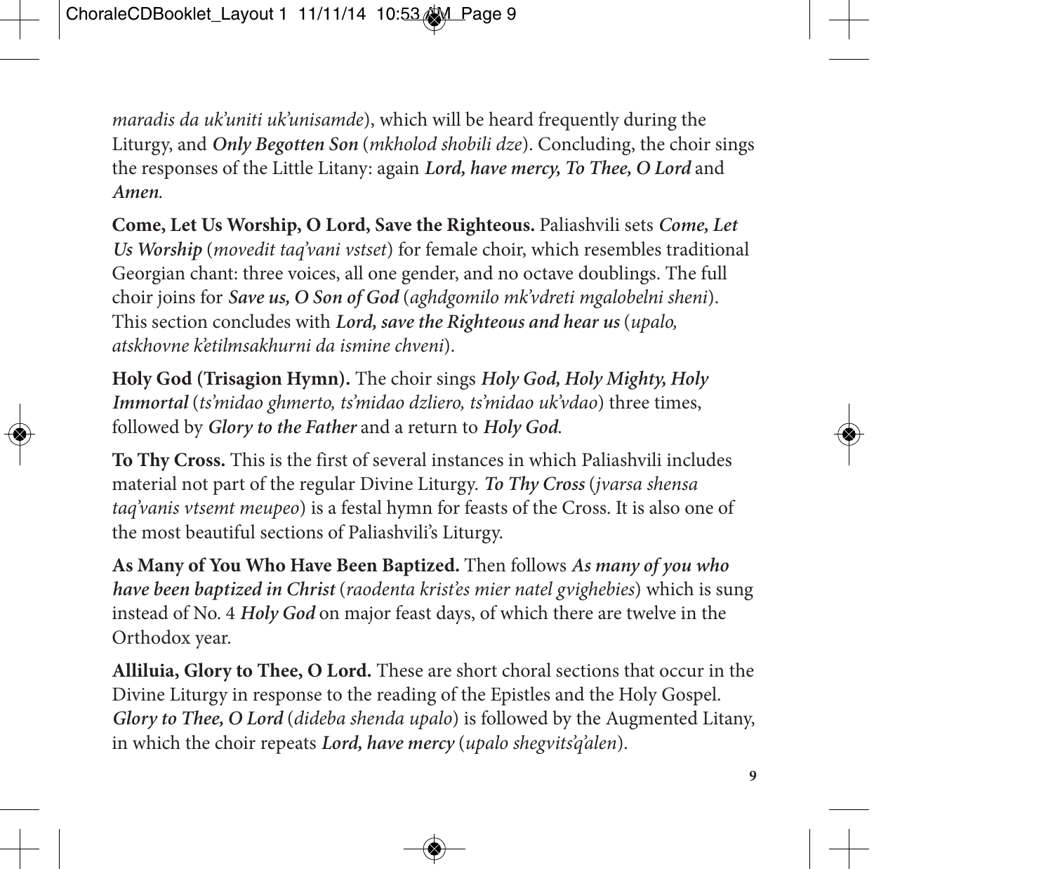*maradis da uk'uniti uk'unisamde*), which will be heard frequently during the Liturgy, and ***Only Begotten Son*** (*mkholod shobili dze*). Concluding, the choir sings the responses of the Little Litany: again ***Lord, have mercy, To Thee, O Lord*** and ***Amen.***

**Come, Let Us Worship, O Lord, Save the Righteous.** Paliashvili sets ***Come, Let Us Worship*** (*movedit taq'vani vstset*) for female choir, which resembles traditional Georgian chant: three voices, all one gender, and no octave doublings. The full choir joins for ***Save us, O Son of God*** (*aghdgomilo mk'vdreti mgalobelni sheni*). This section concludes with ***Lord, save the Righteous and hear us*** (*upalo, atskhovne k'etilmsakhurni da ismine chveni*).

**Holy God (Trisagion Hymn).** The choir sings ***Holy God, Holy Mighty, Holy Immortal*** (*ts'midao ghmerto, ts'midao dzliero, ts'midao uk'vdao*) three times, followed by ***Glory to the Father*** and a return to ***Holy God.***

**To Thy Cross.** This is the first of several instances in which Paliashvili includes material not part of the regular Divine Liturgy. ***To Thy Cross*** (*jvarsa shensa taq'vanis vtsemt meupeo*) is a festal hymn for feasts of the Cross. It is also one of the most beautiful sections of Paliashvili's Liturgy.

**As Many of You Who Have Been Baptized.** Then follows ***As many of you who have been baptized in Christ*** (*raodenta krist'es mier natel gvighebies*) which is sung instead of No. 4 ***Holy God*** on major feast days, of which there are twelve in the Orthodox year.

**Alliluia, Glory to Thee, O Lord.** These are short choral sections that occur in the Divine Liturgy in response to the reading of the Epistles and the Holy Gospel. ***Glory to Thee, O Lord*** (*dideba shenda upalo*) is followed by the Augmented Litany, in which the choir repeats ***Lord, have mercy*** (*upalo shegvits'q'alen*).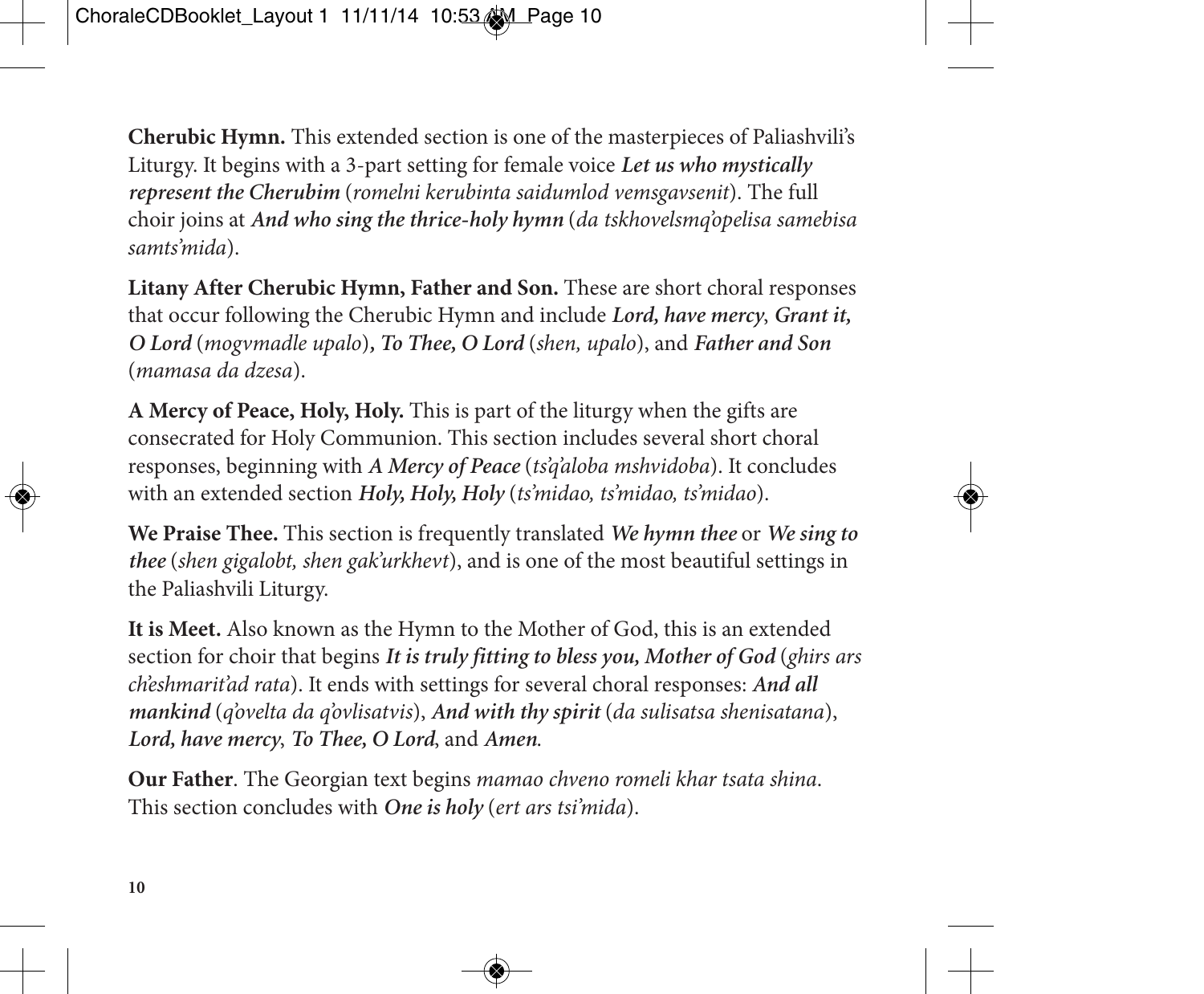**Cherubic Hymn.** This extended section is one of the masterpieces of Paliashvili's Liturgy. It begins with a 3-part setting for female voice ***Let us who mystically represent the Cherubim*** (*romelni kerubinta saidumlod vemsgavsenit*). The full choir joins at ***And who sing the thrice-holy hymn*** (*da tskhovelsmq'opelisa samebisa samts'mida*).

**Litany After Cherubic Hymn, Father and Son.** These are short choral responses that occur following the Cherubic Hymn and include ***Lord, have mercy***, ***Grant it, O Lord*** (*mogvmadle upalo*)**,** ***To Thee, O Lord*** (*shen, upalo*), and ***Father and Son*** (*mamasa da dzesa*).

**A Mercy of Peace, Holy, Holy.** This is part of the liturgy when the gifts are consecrated for Holy Communion. This section includes several short choral responses, beginning with ***A Mercy of Peace*** (*ts'q'aloba mshvidoba*). It concludes with an extended section ***Holy, Holy, Holy*** (*ts'midao, ts'midao, ts'midao*).

**We Praise Thee.** This section is frequently translated ***We hymn thee*** or ***We sing to thee*** (*shen gigalobt, shen gak'urkhevt*), and is one of the most beautiful settings in the Paliashvili Liturgy.

**It is Meet.** Also known as the Hymn to the Mother of God, this is an extended section for choir that begins ***It is truly fitting to bless you, Mother of God*** (*ghirs ars ch'eshmarit'ad rata*). It ends with settings for several choral responses: ***And all mankind*** (*q'ovelta da q'ovlisatvis*), ***And with thy spirit*** (*da sulisatsa shenisatana*), ***Lord, have mercy***, ***To Thee, O Lord***, and ***Amen***.

**Our Father**. The Georgian text begins *mamao chveno romeli khar tsata shina*. This section concludes with ***One is holy*** (*ert ars tsi'mida*).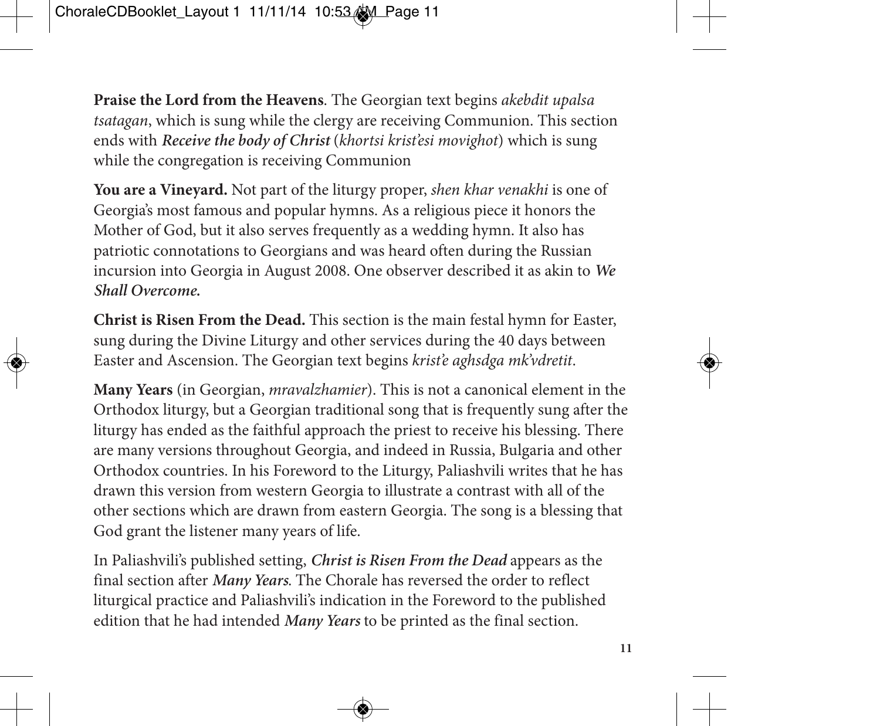**Praise the Lord from the Heavens**. The Georgian text begins *akebdit upalsa tsatagan*, which is sung while the clergy are receiving Communion. This section ends with ***Receive the body of Christ*** (*khortsi krist'esi movighot*) which is sung while the congregation is receiving Communion

**You are a Vineyard.** Not part of the liturgy proper, *shen khar venakhi* is one of Georgia's most famous and popular hymns. As a religious piece it honors the Mother of God, but it also serves frequently as a wedding hymn. It also has patriotic connotations to Georgians and was heard often during the Russian incursion into Georgia in August 2008. One observer described it as akin to ***We Shall Overcome.***

**Christ is Risen From the Dead.** This section is the main festal hymn for Easter, sung during the Divine Liturgy and other services during the 40 days between Easter and Ascension. The Georgian text begins *krist'e aghsdga mk'vdretit*.

**Many Years** (in Georgian, *mravalzhamier*). This is not a canonical element in the Orthodox liturgy, but a Georgian traditional song that is frequently sung after the liturgy has ended as the faithful approach the priest to receive his blessing. There are many versions throughout Georgia, and indeed in Russia, Bulgaria and other Orthodox countries. In his Foreword to the Liturgy, Paliashvili writes that he has drawn this version from western Georgia to illustrate a contrast with all of the other sections which are drawn from eastern Georgia. The song is a blessing that God grant the listener many years of life.

In Paliashvili's published setting, ***Christ is Risen From the Dead*** appears as the final section after ***Many Years***. The Chorale has reversed the order to reflect liturgical practice and Paliashvili's indication in the Foreword to the published edition that he had intended ***Many Years*** to be printed as the final section.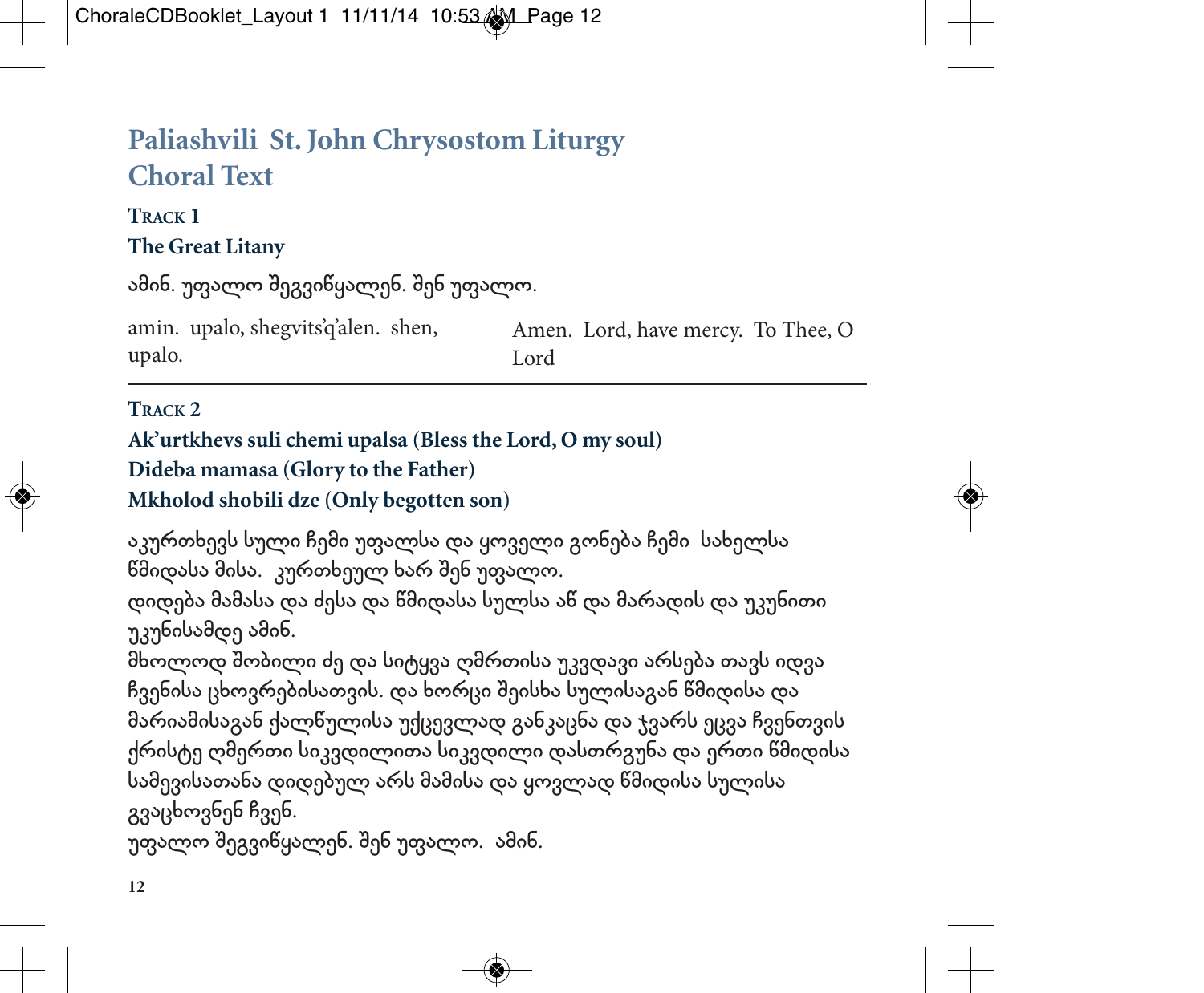# Paliashvili St. John Chrysostom Liturgy Choral Text

## Track 1

### The Great Litany

ამინ. უფალო შეგვიწყალენ. შენ უფალო.

| | |
|---|---|
| amin. upalo, shegvits'q'alen. shen, upalo. | Amen. Lord, have mercy. To Thee, O Lord |

---

## Track 2

### Ak'urtkhevs suli chemi upalsa (Bless the Lord, O my soul)
### Dideba mamasa (Glory to the Father)
### Mkholod shobili dze (Only begotten son)

აკურთხევს სული ჩემი უფალსა და ყოველი გონება ჩემი სახელსა წმიდასა მისა. კურთხეულ ხარ შენ უფალო.
დიდება მამასა და ძესა და წმიდასა სულსა აწ და მარადის და უკუნითი უკუნისამდე ამინ.
მხოლოდ შობილი ძე და სიტყვა ღმრთისა უკვდავი არსება თავს იდვა ჩვენისა ცხოვრებისათვის. და ხორცი შეისხა სულისაგან წმიდისა და მარიამისაგან ქალწულისა უქცევლად განკაცნა და ჯვარს ეცვა ჩვენთვის ქრისტე ღმერთი სიკვდილითა სიკვდილი დასთრგუნა და ერთი წმიდისა სამევისათანა დიდებულ არს მამისა და ყოვლად წმიდისა სულისა გვაცხოვნენ ჩვენ.
უფალო შეგვიწყალენ. შენ უფალო. ამინ.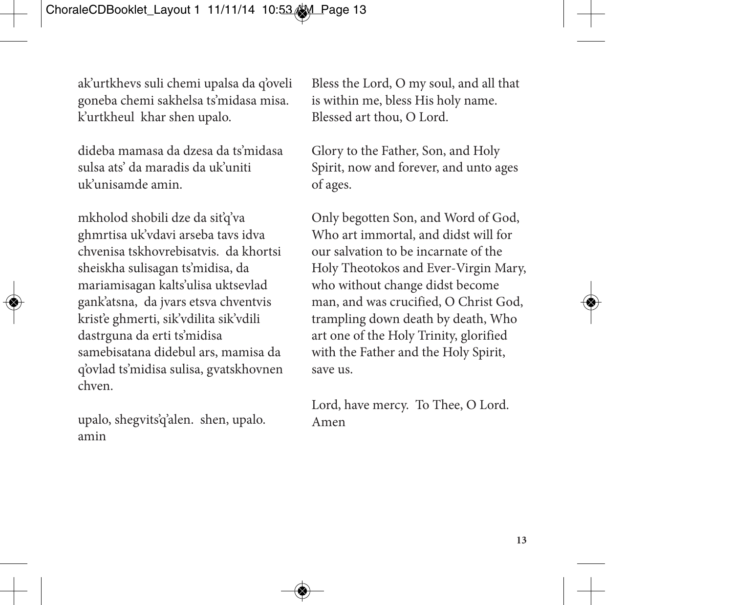ak'urtkhevs suli chemi upalsa da q'oveli goneba chemi sakhelsa ts'midasa misa. k'urtkheul khar shen upalo.

dideba mamasa da dzesa da ts'midasa sulsa ats' da maradis da uk'uniti uk'unisamde amin.

mkholod shobili dze da sit'q'va ghmrtisa uk'vdavi arseba tavs idva chvenisa tskhovrebisatvis. da khortsi sheiskha sulisagan ts'midisa, da mariamisagan kalts'ulisa uktsevlad gank'atsna, da jvars etsva chventvis krist'e ghmerti, sik'vdilita sik'vdili dastrguna da erti ts'midisa samebisatana didebul ars, mamisa da q'ovlad ts'midisa sulisa, gvatskhovnen chven.

upalo, shegvits'q'alen. shen, upalo. amin

Bless the Lord, O my soul, and all that is within me, bless His holy name. Blessed art thou, O Lord.

Glory to the Father, Son, and Holy Spirit, now and forever, and unto ages of ages.

Only begotten Son, and Word of God, Who art immortal, and didst will for our salvation to be incarnate of the Holy Theotokos and Ever-Virgin Mary, who without change didst become man, and was crucified, O Christ God, trampling down death by death, Who art one of the Holy Trinity, glorified with the Father and the Holy Spirit, save us.

Lord, have mercy. To Thee, O Lord. Amen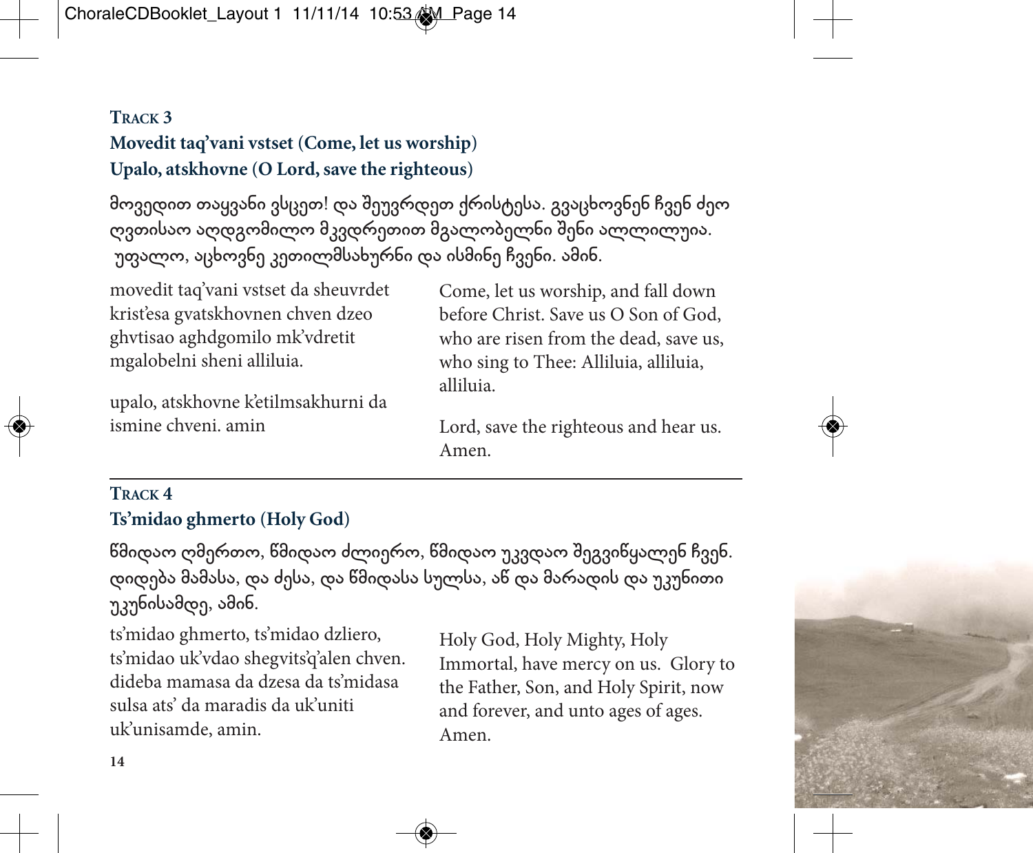## TRACK 3

## Movedit taq'vani vstset (Come, let us worship)
## Upalo, atskhovne (O Lord, save the righteous)

მოვედით თაყვანი ვსცეთ! და შეუვრდეთ ქრისტესა. გვაცხოვნენ ჩვენ ძეო ღვთისაო აღდგომილო მკვდრეთით მგალობელნი შენი ალლილუია. უფალო, აცხოვნე კეთილმსახურნი და ისმინე ჩვენი. ამინ.

movedit taq'vani vstset da sheuvrdet krist'esa gvatskhovnen chven dzeo ghvtisao aghdgomilo mk'vdretit mgalobelni sheni alliluia.

upalo, atskhovne k'etilmsakhurni da ismine chveni. amin

Come, let us worship, and fall down before Christ. Save us O Son of God, who are risen from the dead, save us, who sing to Thee: Alliluia, alliluia, alliluia.

Lord, save the righteous and hear us. Amen.

---

## TRACK 4

## Ts'midao ghmerto (Holy God)

წმიდაო ღმერთო, წმიდაო ძლიერო, წმიდაო უკვდაო შეგვიწყალენ ჩვენ. დიდება მამასა, და ძესა, და წმიდასა სულსა, აწ და მარადის და უკუნითი უკუნისამდე, ამინ.

ts'midao ghmerto, ts'midao dzliero, ts'midao uk'vdao shegvits'q'alen chven. dideba mamasa da dzesa da ts'midasa sulsa ats' da maradis da uk'uniti uk'unisamde, amin.

Holy God, Holy Mighty, Holy Immortal, have mercy on us. Glory to the Father, Son, and Holy Spirit, now and forever, and unto ages of ages. Amen.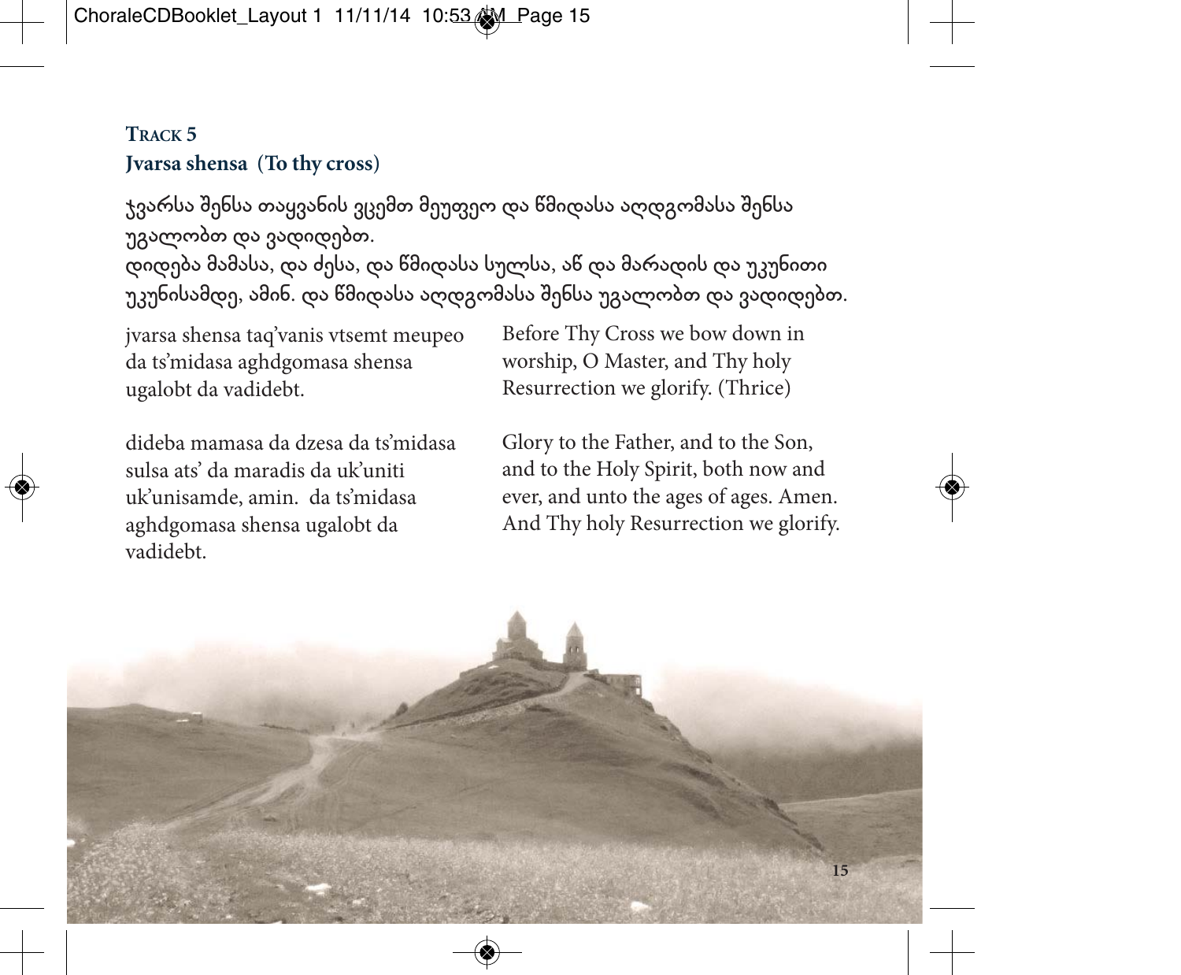**TRACK 5**
**Jvarsa shensa (To thy cross)**

ჯვარსა შენსა თაყვანის ვცემთ მეუფეო და წმიდასა აღდგომასა შენსა უგალობთ და ვადიდებთ.
დიდება მამასა, და ძესა, და წმიდასა სულსა, აწ და მარადის და უკუნითი უკუნისამდე, ამინ. და წმიდასა აღდგომასა შენსა უგალობთ და ვადიდებთ.

jvarsa shensa taq'vanis vtsemt meupeo da ts'midasa aghdgomasa shensa ugalobt da vadidebt.

Before Thy Cross we bow down in worship, O Master, and Thy holy Resurrection we glorify. (Thrice)

dideba mamasa da dzesa da ts'midasa sulsa ats' da maradis da uk'uniti uk'unisamde, amin. da ts'midasa aghdgomasa shensa ugalobt da vadidebt.

Glory to the Father, and to the Son, and to the Holy Spirit, both now and ever, and unto the ages of ages. Amen. And Thy holy Resurrection we glorify.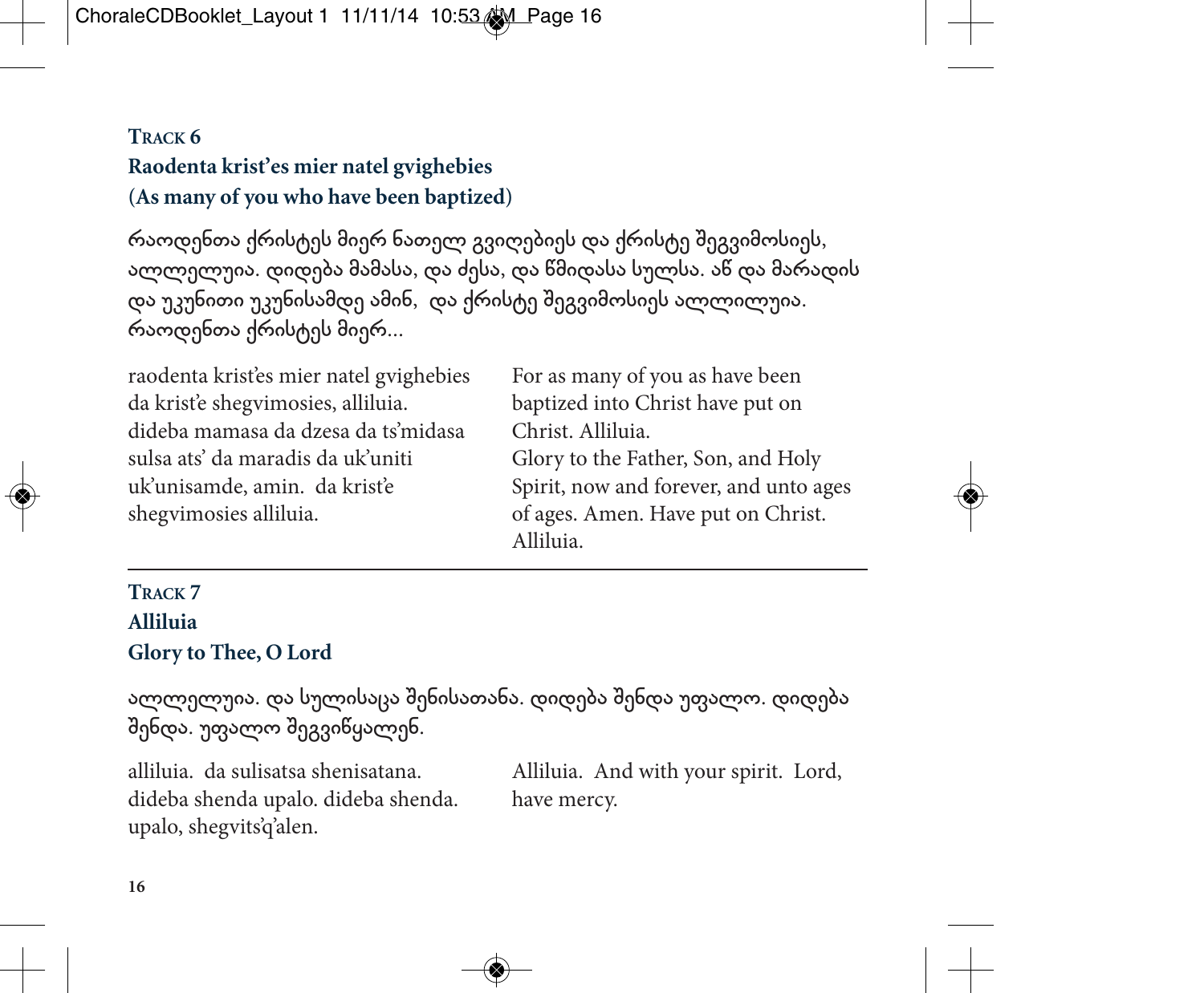### Track 6
### Raodenta krist'es mier natel gvighebies
### (As many of you who have been baptized)

რაოდენთა ქრისტეს მიერ ნათელ გვიღებიეს და ქრისტე შეგვიმოსიეს, ალლელუია. დიდება მამასა, და ძესა, და წმიდასა სულსა. აწ და მარადის და უკუნითი უკუნისამდე ამინ, და ქრისტე შეგვიმოსიეს ალლილუია. რაოდენთა ქრისტეს მიერ...

raodenta krist'es mier natel gvighebies
da krist'e shegvimosies, alliluia.
dideba mamasa da dzesa da ts'midasa
sulsa ats' da maradis da uk'uniti
uk'unisamde, amin. da krist'e
shegvimosies alliluia.

For as many of you as have been
baptized into Christ have put on
Christ. Alliluia.
Glory to the Father, Son, and Holy
Spirit, now and forever, and unto ages
of ages. Amen. Have put on Christ.
Alliluia.

---

### Track 7
### Alliluia
### Glory to Thee, O Lord

ალლელუია. და სულისაცა შენისათანა. დიდება შენდა უფალო. დიდება შენდა. უფალო შეგვიწყალენ.

alliluia. da sulisatsa shenisatana.
dideba shenda upalo. dideba shenda.
upalo, shegvits'q'alen.

Alliluia. And with your spirit. Lord,
have mercy.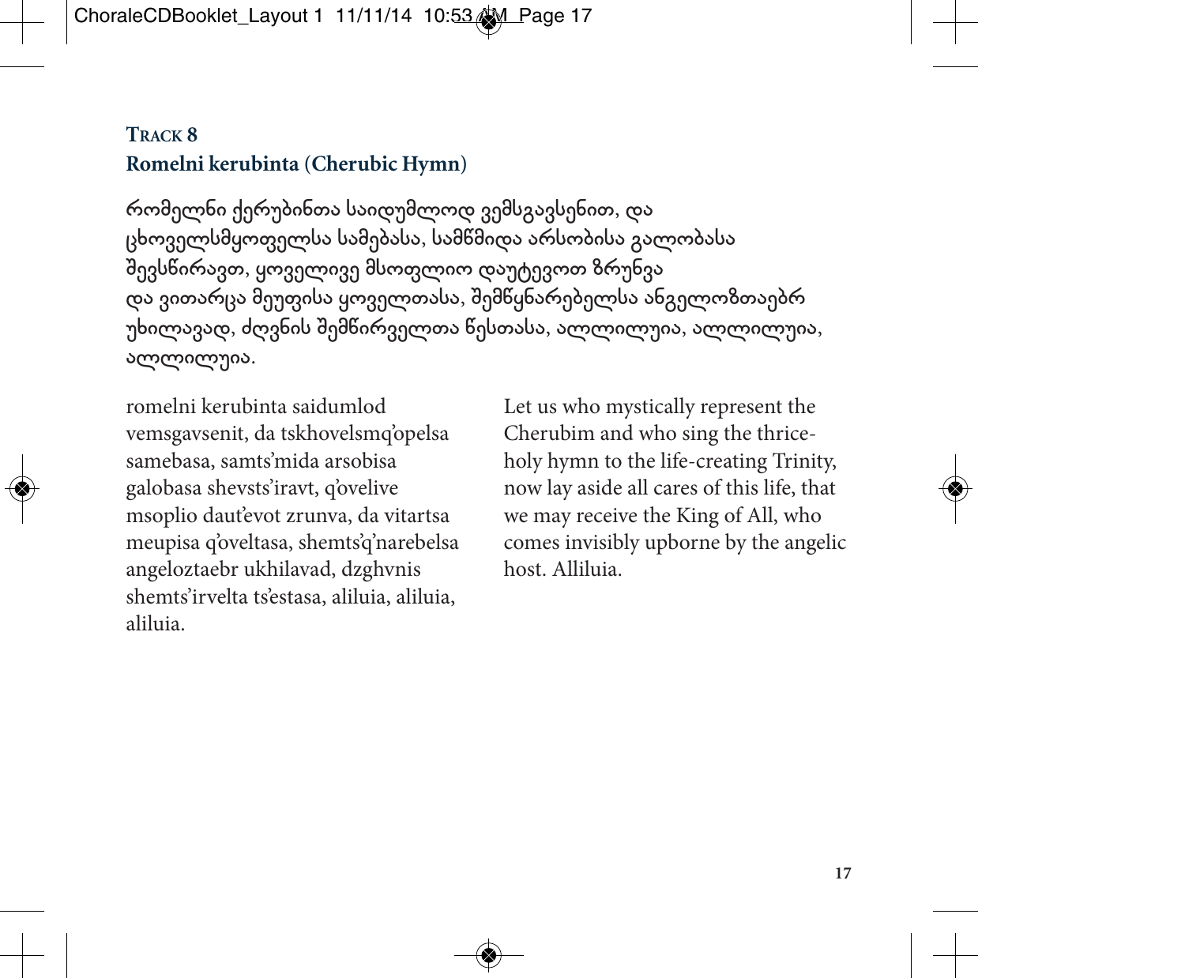**Track 8**
**Romelni kerubinta (Cherubic Hymn)**

რომელნი ქერუბინთა საიდუმლოდ ვემსგავსენით, და ცხოველსმყოფელსა სამებასა, სამწმიდა არსობისა გალობასა შევსწირავთ, ყოველივე მსოფლიო დაუტევოთ ზრუნვა და ვითარცა მეუფისა ყოველთასა, შემწყნარებელსა ანგელოზთაებრ უხილავად, ძღვნის შემწირველთა წესთასა, ალლილუია, ალლილუია, ალლილუია.

romelni kerubinta saidumlod vemsgavsenit, da tskhovelsmq'opelsa samebasa, samts'mida arsobisa galobasa shevsts'iravt, q'ovelive msoplio daut'evot zrunva, da vitartsa meupisa q'oveltasa, shemts'q'narebelsa angeloztaebr ukhilavad, dzghvnis shemts'irvelta ts'estasa, aliluia, aliluia, aliluia.

Let us who mystically represent the Cherubim and who sing the thrice-holy hymn to the life-creating Trinity, now lay aside all cares of this life, that we may receive the King of All, who comes invisibly upborne by the angelic host. Alliluia.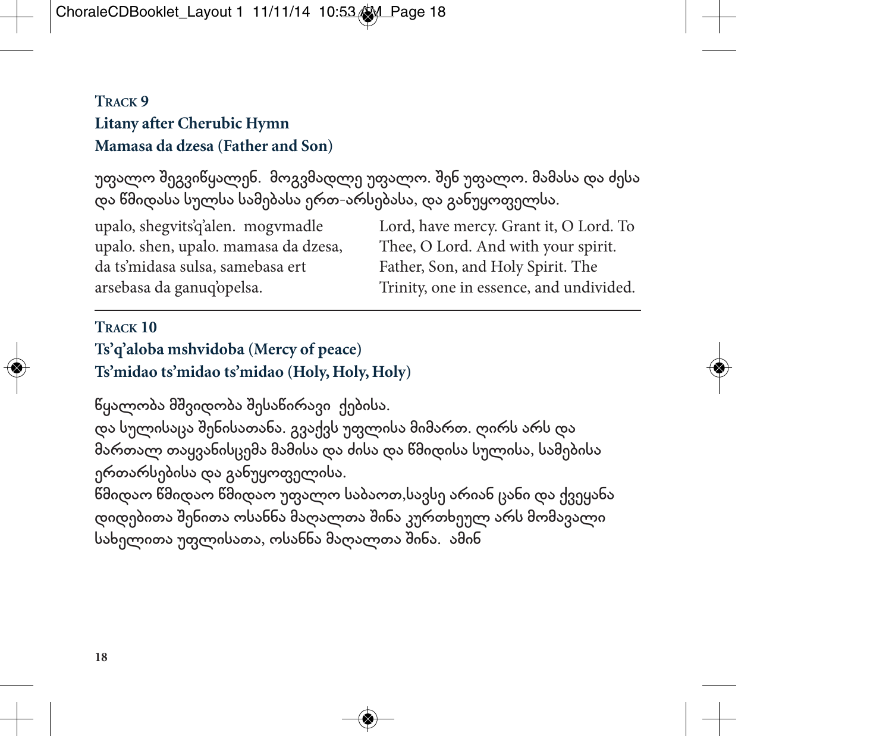## Track 9
**Litany after Cherubic Hymn**
**Mamasa da dzesa (Father and Son)**

უფალო შეგვიწყალენ. მოგვმადლე უფალო. შენ უფალო. მამასა და ძესა და წმიდასა სულსა სამებასა ერთ-არსებასა, და განუყოფელსა.

upalo, shegvits'q'alen. mogvmadle upalo. shen, upalo. mamasa da dzesa, da ts'midasa sulsa, samebasa ert arsebasa da ganuq'opelsa.

Lord, have mercy. Grant it, O Lord. To Thee, O Lord. And with your spirit. Father, Son, and Holy Spirit. The Trinity, one in essence, and undivided.

---

## Track 10
**Ts'q'aloba mshvidoba (Mercy of peace)**
**Ts'midao ts'midao ts'midao (Holy, Holy, Holy)**

წყალობა მშვიდობა შესაწირავი ქებისა.
და სულისაცა შენისათანა. გვაქვს უფლისა მიმართ. ღირს არს და მართალ თაყვანისცემა მამისა და ძისა და წმიდისა სულისა, სამებისა ერთარსებისა და განუყოფელისა.
წმიდაო წმიდაო წმიდაო უფალო საბაოთ,სავსე არიან ცანი და ქვეყანა დიდებითა შენითა ოსანნა მაღალთა შინა კურთხეულ არს მომავალი სახელითა უფლისათა, ოსანნა მაღალთა შინა. ამინ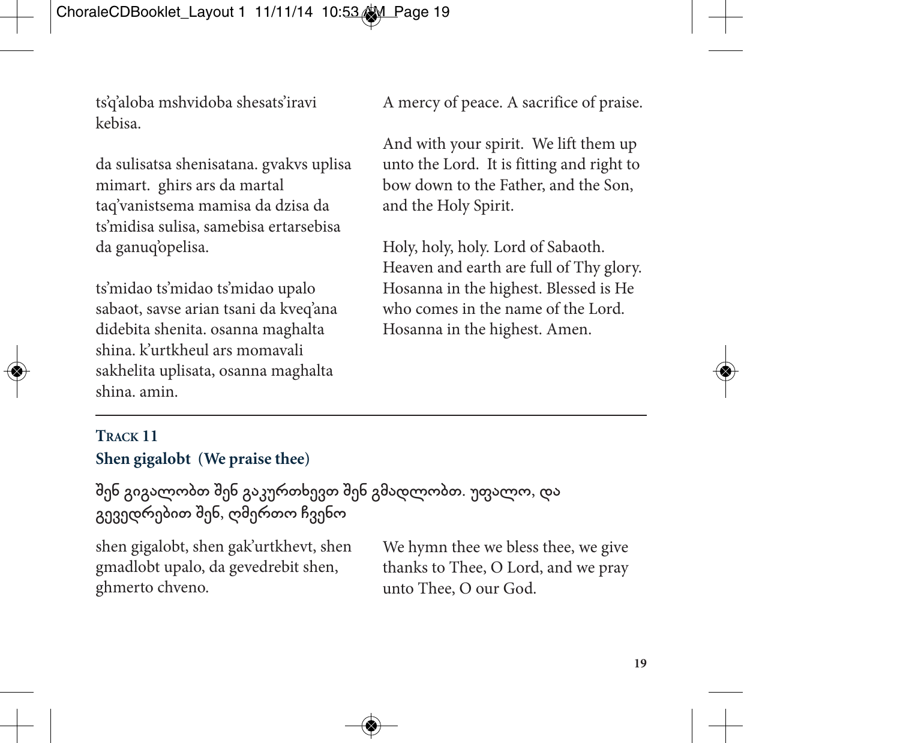ts'q'aloba mshvidoba shesats'iravi kebisa.

A mercy of peace. A sacrifice of praise.

da sulisatsa shenisatana. gvakvs uplisa mimart. ghirs ars da martal taq'vanistsema mamisa da dzisa da ts'midisa sulisa, samebisa ertarsebisa da ganuq'opelisa.

And with your spirit. We lift them up unto the Lord. It is fitting and right to bow down to the Father, and the Son, and the Holy Spirit.

ts'midao ts'midao ts'midao upalo sabaot, savse arian tsani da kveq'ana didebita shenita. osanna maghalta shina. k'urtkheul ars momavali sakhelita uplisata, osanna maghalta shina. amin.

Holy, holy, holy. Lord of Sabaoth. Heaven and earth are full of Thy glory. Hosanna in the highest. Blessed is He who comes in the name of the Lord. Hosanna in the highest. Amen.

---

## TRACK 11

### Shen gigalobt (We praise thee)

შენ გიგალობთ შენ გაკურთხევთ შენ გმადლობთ. უფალო, და გევედრებით შენ, ღმერთო ჩვენო

shen gigalobt, shen gak'urtkhevt, shen gmadlobt upalo, da gevedrebit shen, ghmerto chveno.

We hymn thee we bless thee, we give thanks to Thee, O Lord, and we pray unto Thee, O our God.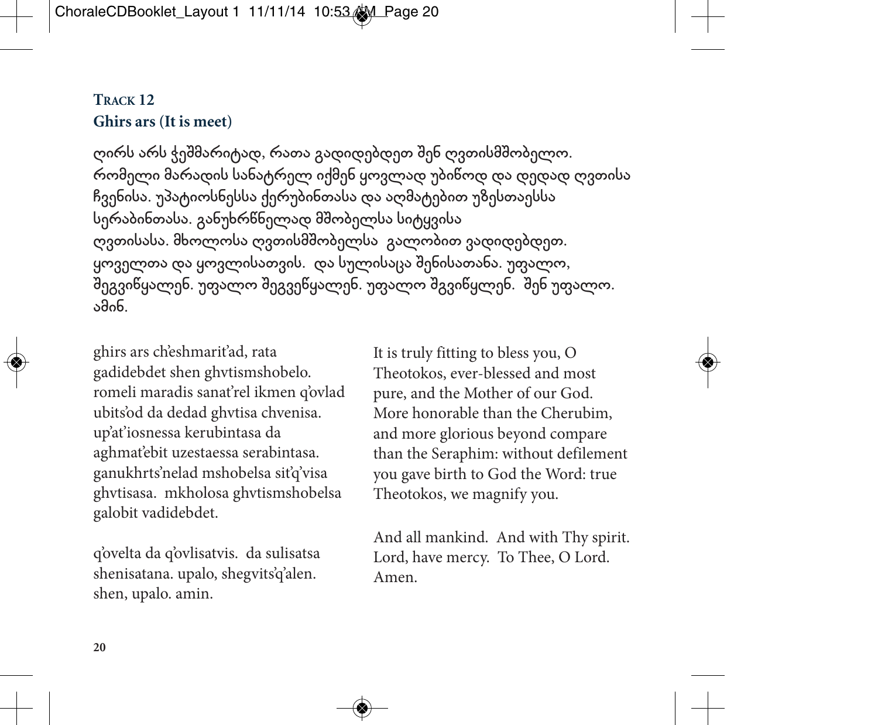**Track 12**
**Ghirs ars (It is meet)**

ღირს არს ჭეშმარიტად, რათა გადიდებდეთ შენ ღვთისმშობელო. რომელი მარადის სანატრელ იქმენ ყოვლად უბიწოდ და დედად ღვთისა ჩვენისა. უპატიოსნესსა ქერუბინთასა და აღმატებით უზესთაესსა სერაბინთასა. განუხრწნელად მშობელსა სიტყვისა ღვთისასა. მხოლოსა ღვთისმშობელსა გალობით ვადიდებდეთ. ყოველთა და ყოვლისათვის. და სულისაცა შენისათანა. უფალო, შეგვიწყალენ. უფალო შეგვეწყალენ. უფალო შგვიწყლენ. შენ უფალო. ამინ.

ghirs ars ch'eshmarit'ad, rata gadidebdet shen ghvtismshobelo. romeli maradis sanat'rel ikmen q'ovlad ubits'od da dedad ghvtisa chvenisa. up'at'iosnessa kerubintasa da aghmat'ebit uzestaessa serabintasa. ganukhrts'nelad mshobelsa sit'q'visa ghvtisasa. mkholosa ghvtismshobelsa galobit vadidebdet.

q'ovelta da q'ovlisatvis. da sulisatsa shenisatana. upalo, shegvits'q'alen. shen, upalo. amin.

It is truly fitting to bless you, O Theotokos, ever-blessed and most pure, and the Mother of our God. More honorable than the Cherubim, and more glorious beyond compare than the Seraphim: without defilement you gave birth to God the Word: true Theotokos, we magnify you.

And all mankind. And with Thy spirit. Lord, have mercy. To Thee, O Lord. Amen.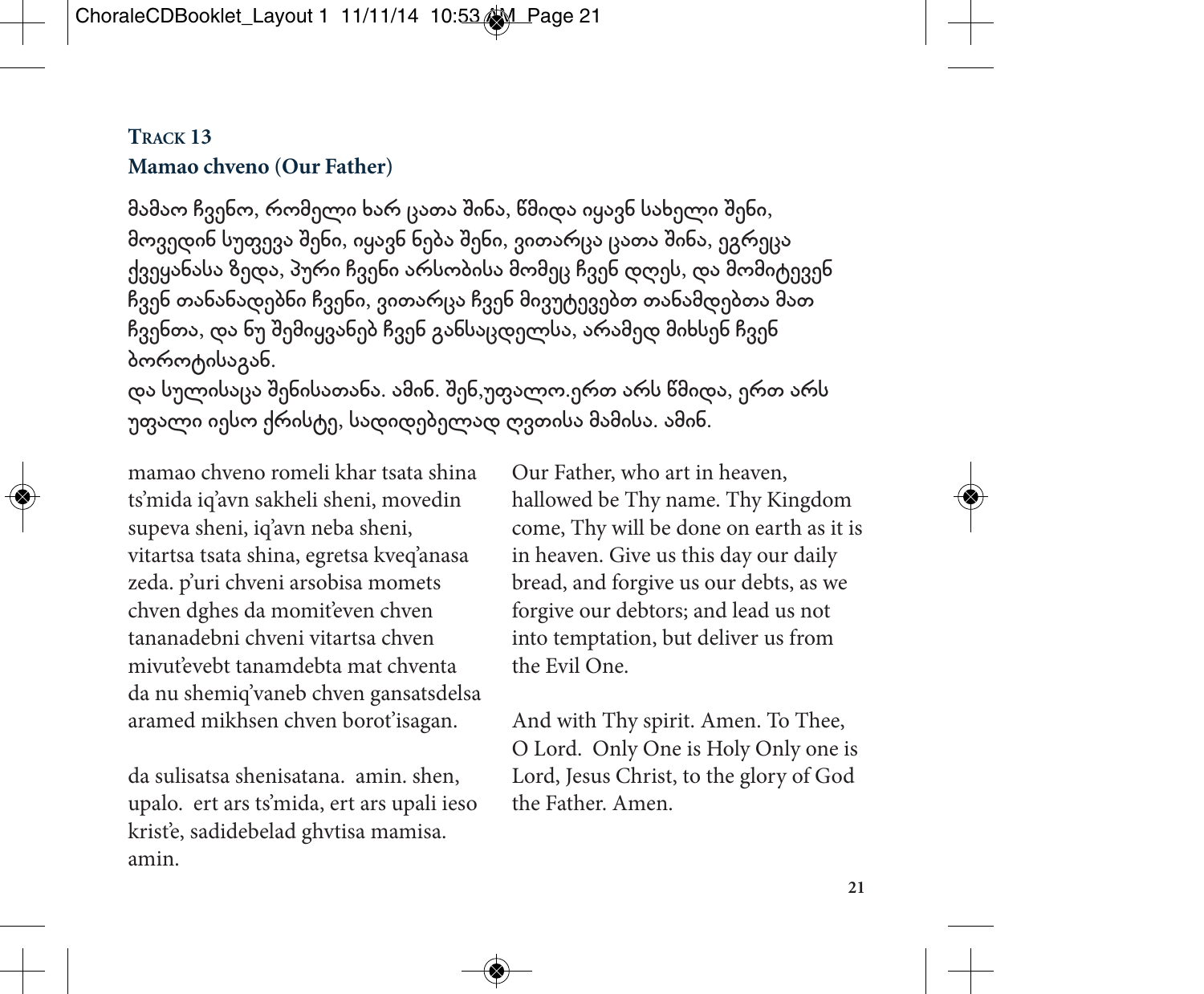## TRACK 13

### Mamao chveno (Our Father)

მამაო ჩვენო, რომელი ხარ ცათა შინა, წმიდა იყავნ სახელი შენი, მოვედინ სუფევა შენი, იყავნ ნება შენი, ვითარცა ცათა შინა, ეგრეცა ქვეყანასა ზედა, პური ჩვენი არსობისა მომეც ჩვენ დღეს, და მომიტევენ ჩვენ თანანადებნი ჩვენი, ვითარცა ჩვენ მივუტევებთ თანამდებთა მათ ჩვენთა, და ნუ შემიყვანებ ჩვენ განსაცდელსა, არამედ მიხსენ ჩვენ ბოროტისაგან.

და სულისაცა შენისათანა. ამინ. შენ,უფალო.ერთ არს წმიდა, ერთ არს უფალი იესო ქრისტე, სადიდებელად ღვთისა მამისა. ამინ.

mamao chveno romeli khar tsata shina ts'mida iq'avn sakheli sheni, movedin supeva sheni, iq'avn neba sheni, vitartsa tsata shina, egretsa kveq'anasa zeda. p'uri chveni arsobisa momets chven dghes da momit'even chven tananadebni chveni vitartsa chven mivut'evebt tanamdebta mat chventa da nu shemiq'vaneb chven gansatsdelsa aramed mikhsen chven borot'isagan.

da sulisatsa shenisatana. amin. shen, upalo. ert ars ts'mida, ert ars upali ieso krist'e, sadidebelad ghvtisa mamisa. amin.

Our Father, who art in heaven, hallowed be Thy name. Thy Kingdom come, Thy will be done on earth as it is in heaven. Give us this day our daily bread, and forgive us our debts, as we forgive our debtors; and lead us not into temptation, but deliver us from the Evil One.

And with Thy spirit. Amen. To Thee, O Lord. Only One is Holy Only one is Lord, Jesus Christ, to the glory of God the Father. Amen.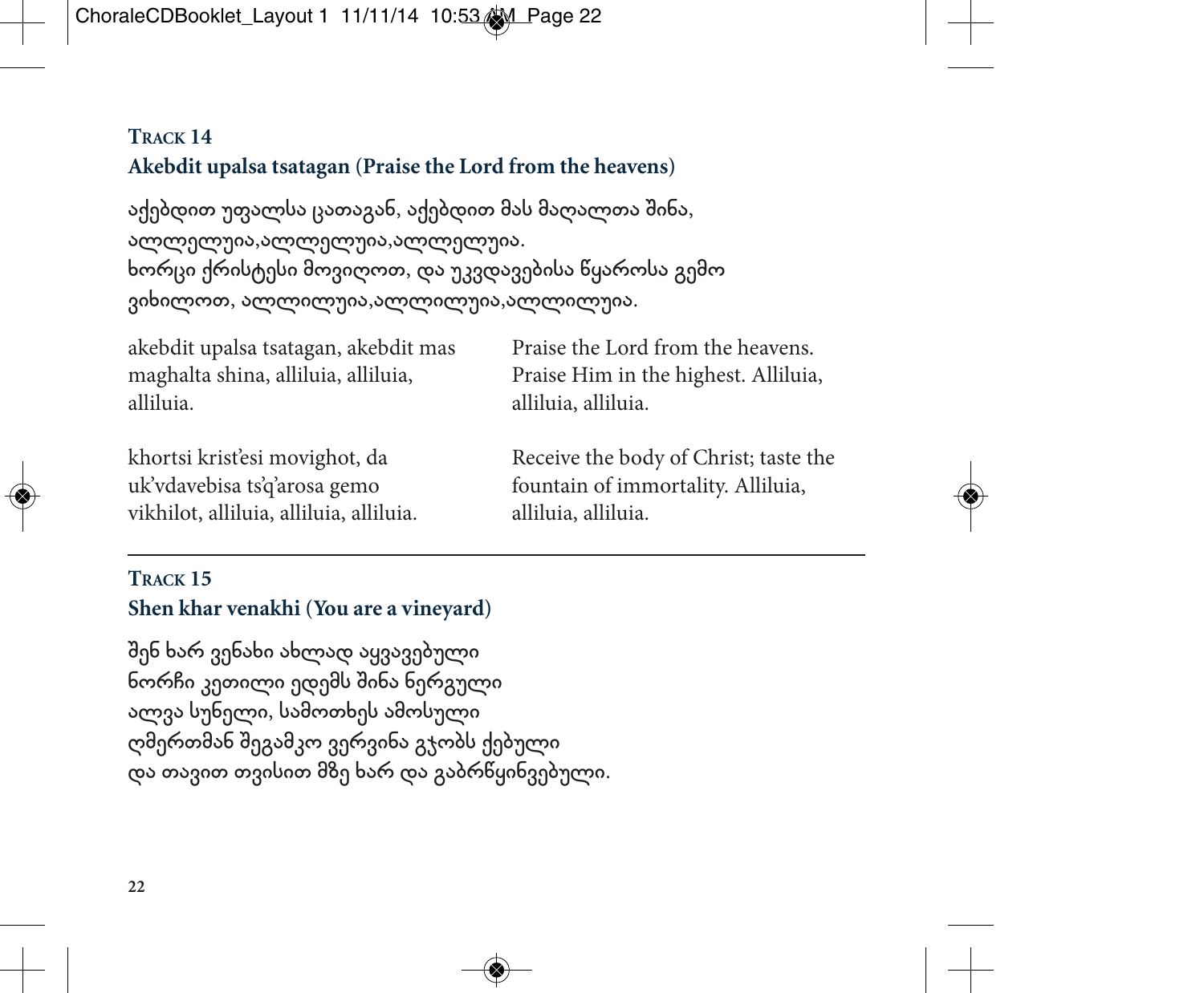## Track 14

### Akebdit upalsa tsatagan (Praise the Lord from the heavens)

აქებდით უფალსა ცათაგან, აქებდით მას მაღალთა შინა,
ალლელუია,ალლელუია,ალლელუია.
ხორცი ქრისტესი მოვიღოთ, და უკვდავებისა წყაროსა გემო
ვიხილოთ, ალლილუია,ალლილუია,ალლილუია.

akebdit upalsa tsatagan, akebdit mas maghalta shina, alliluia, alliluia, alliluia.

Praise the Lord from the heavens. Praise Him in the highest. Alliluia, alliluia, alliluia.

khortsi krist'esi movighot, da uk'vdavebisa ts'q'arosa gemo vikhilot, alliluia, alliluia, alliluia.

Receive the body of Christ; taste the fountain of immortality. Alliluia, alliluia, alliluia.

---

## Track 15

### Shen khar venakhi (You are a vineyard)

შენ ხარ ვენახი ახლად აყვავებული
ნორჩი კეთილი ედემს შინა ნერგული
ალვა სუნელი, სამოთხეს ამოსული
ღმერთმან შეგამკო ვერვინა გჯობს ქებული
და თავით თვისით მზე ხარ და გაბრწყინვებული.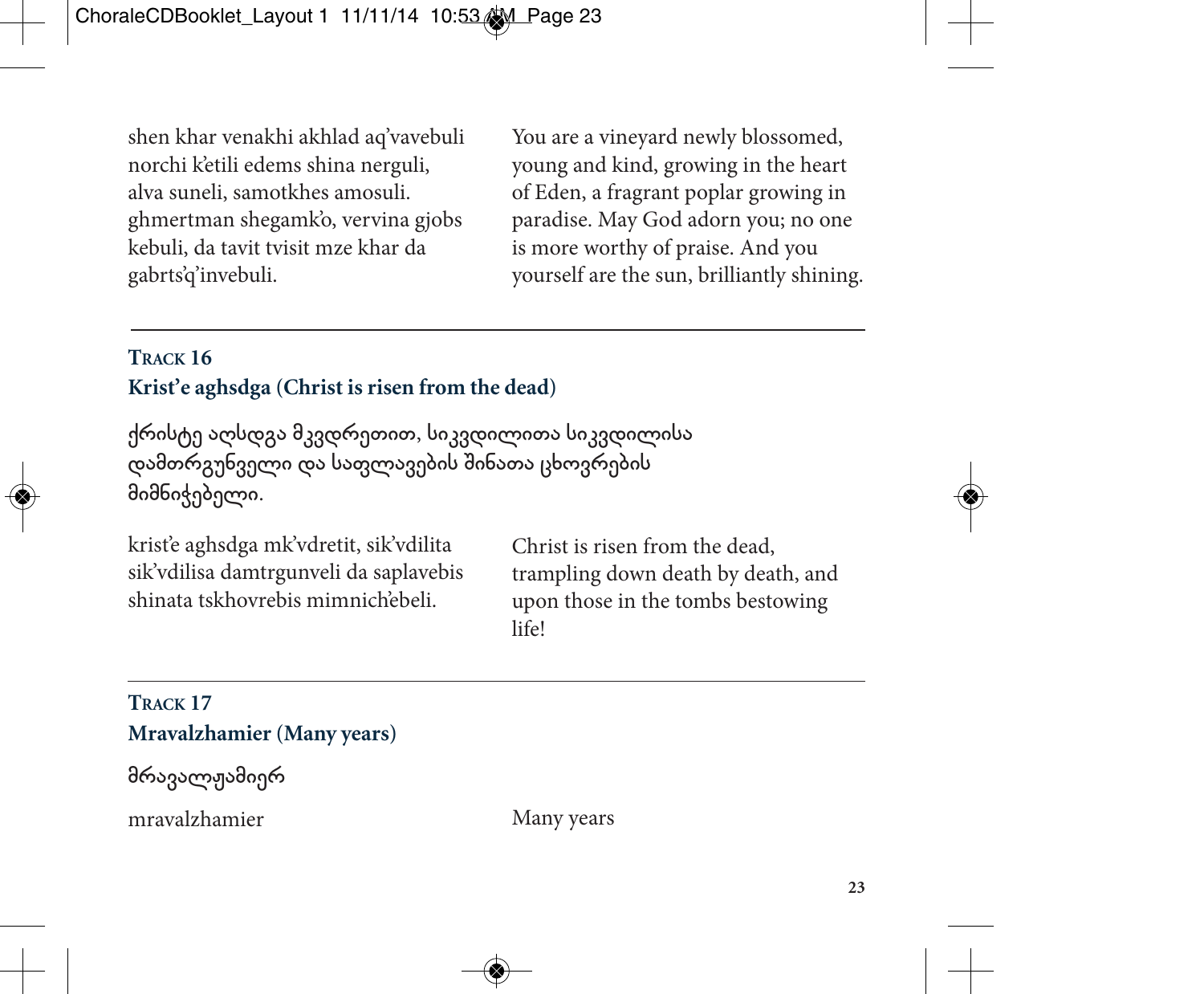shen khar venakhi akhlad aq'vavebuli norchi k'etili edems shina nerguli, alva suneli, samotkhes amosuli. ghmertman shegamk'o, vervina gjobs kebuli, da tavit tvisit mze khar da gabrts'q'invebuli.

You are a vineyard newly blossomed, young and kind, growing in the heart of Eden, a fragrant poplar growing in paradise. May God adorn you; no one is more worthy of praise. And you yourself are the sun, brilliantly shining.

---

### Track 16

### Krist'e aghsdga (Christ is risen from the dead)

ქრისტე აღსდგა მკვდრეთით, სიკვდილითა სიკვდილისა დამთრგუნველი და საფლავების შინათა ცხოვრების მიმნიჭებელი.

krist'e aghsdga mk'vdretit, sik'vdilita sik'vdilisa damtrgunveli da saplavebis shinata tskhovrebis mimnich'ebeli.

Christ is risen from the dead, trampling down death by death, and upon those in the tombs bestowing life!

---

### Track 17

### Mravalzhamier (Many years)

მრავალჟამიერ

mravalzhamier

Many years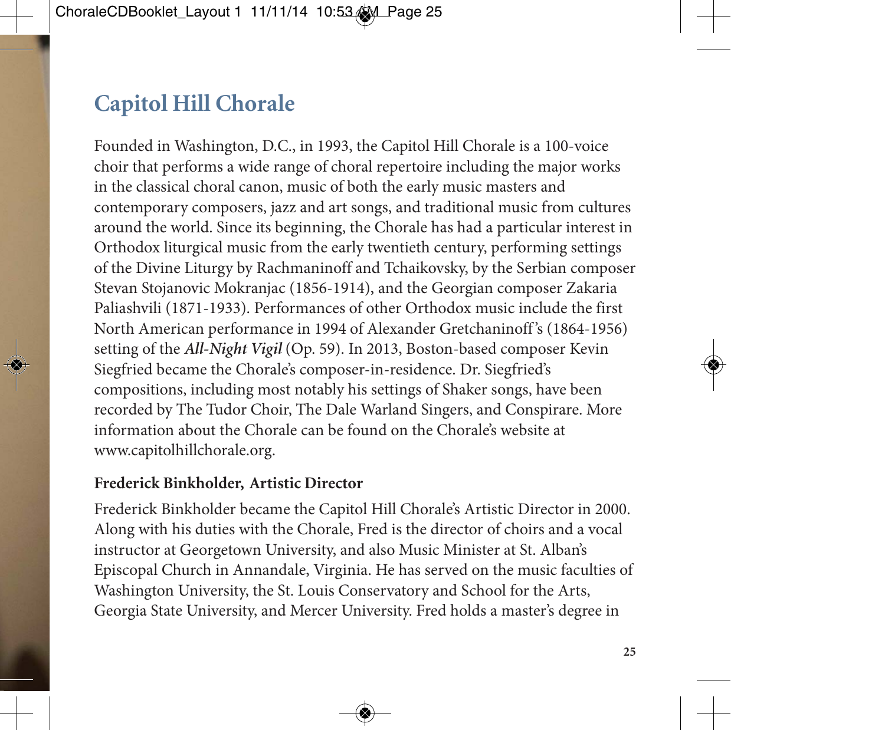# Capitol Hill Chorale

Founded in Washington, D.C., in 1993, the Capitol Hill Chorale is a 100-voice choir that performs a wide range of choral repertoire including the major works in the classical choral canon, music of both the early music masters and contemporary composers, jazz and art songs, and traditional music from cultures around the world. Since its beginning, the Chorale has had a particular interest in Orthodox liturgical music from the early twentieth century, performing settings of the Divine Liturgy by Rachmaninoff and Tchaikovsky, by the Serbian composer Stevan Stojanovic Mokranjac (1856-1914), and the Georgian composer Zakaria Paliashvili (1871-1933). Performances of other Orthodox music include the first North American performance in 1994 of Alexander Gretchaninoff's (1864-1956) setting of the ***All-Night Vigil*** (Op. 59). In 2013, Boston-based composer Kevin Siegfried became the Chorale's composer-in-residence. Dr. Siegfried's compositions, including most notably his settings of Shaker songs, have been recorded by The Tudor Choir, The Dale Warland Singers, and Conspirare. More information about the Chorale can be found on the Chorale's website at www.capitolhillchorale.org.

**Frederick Binkholder, Artistic Director**

Frederick Binkholder became the Capitol Hill Chorale's Artistic Director in 2000. Along with his duties with the Chorale, Fred is the director of choirs and a vocal instructor at Georgetown University, and also Music Minister at St. Alban's Episcopal Church in Annandale, Virginia. He has served on the music faculties of Washington University, the St. Louis Conservatory and School for the Arts, Georgia State University, and Mercer University. Fred holds a master's degree in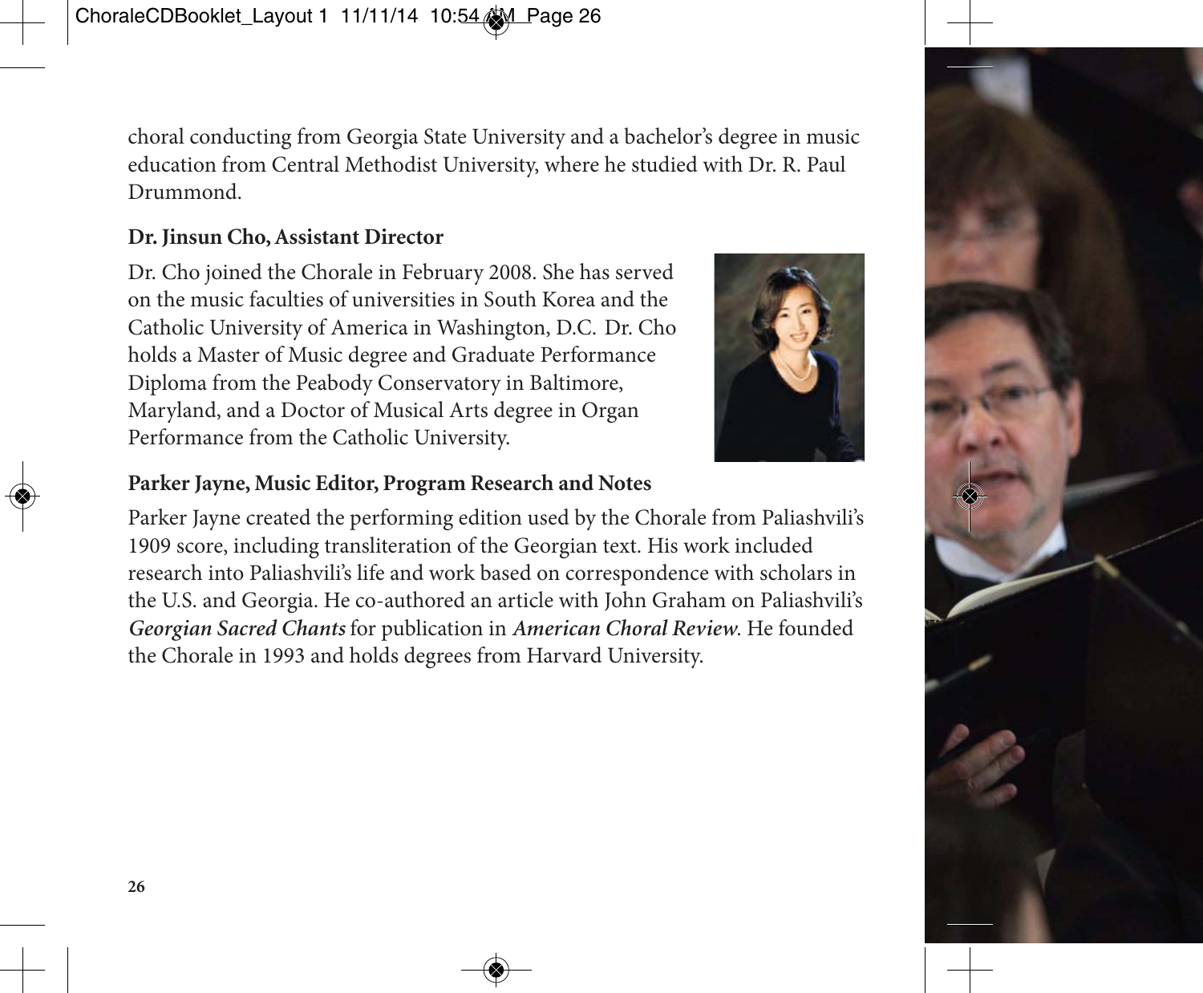choral conducting from Georgia State University and a bachelor's degree in music education from Central Methodist University, where he studied with Dr. R. Paul Drummond.

**Dr. Jinsun Cho, Assistant Director**

Dr. Cho joined the Chorale in February 2008. She has served on the music faculties of universities in South Korea and the Catholic University of America in Washington, D.C. Dr. Cho holds a Master of Music degree and Graduate Performance Diploma from the Peabody Conservatory in Baltimore, Maryland, and a Doctor of Musical Arts degree in Organ Performance from the Catholic University.

**Parker Jayne, Music Editor, Program Research and Notes**

Parker Jayne created the performing edition used by the Chorale from Paliashvili's 1909 score, including transliteration of the Georgian text. His work included research into Paliashvili's life and work based on correspondence with scholars in the U.S. and Georgia. He co-authored an article with John Graham on Paliashvili's ***Georgian Sacred Chants*** for publication in ***American Choral Review***. He founded the Chorale in 1993 and holds degrees from Harvard University.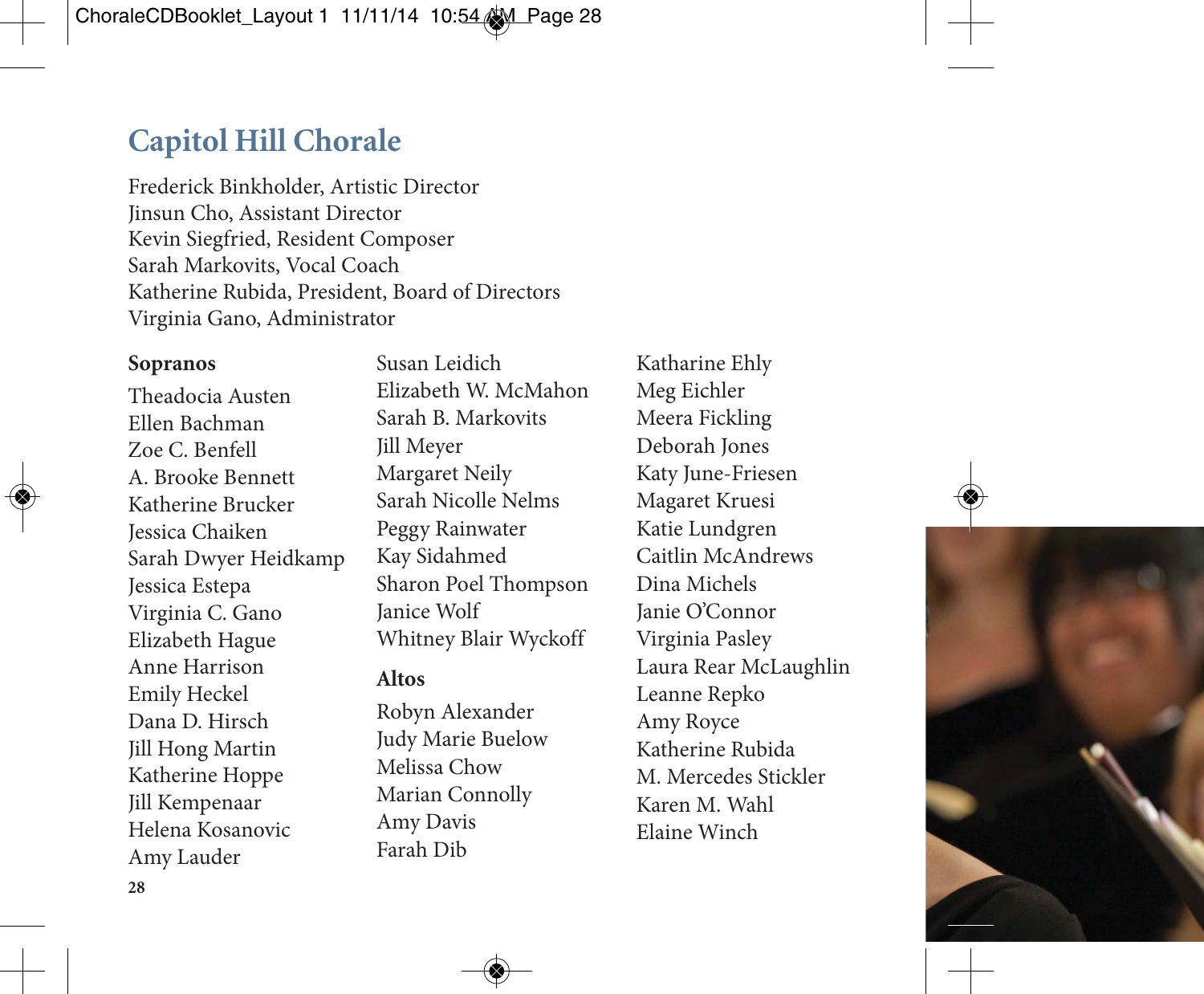# Capitol Hill Chorale

Frederick Binkholder, Artistic Director
Jinsun Cho, Assistant Director
Kevin Siegfried, Resident Composer
Sarah Markovits, Vocal Coach
Katherine Rubida, President, Board of Directors
Virginia Gano, Administrator

### Sopranos

Theadocia Austen
Ellen Bachman
Zoe C. Benfell
A. Brooke Bennett
Katherine Brucker
Jessica Chaiken
Sarah Dwyer Heidkamp
Jessica Estepa
Virginia C. Gano
Elizabeth Hague
Anne Harrison
Emily Heckel
Dana D. Hirsch
Jill Hong Martin
Katherine Hoppe
Jill Kempenaar
Helena Kosanovic
Amy Lauder
Susan Leidich
Elizabeth W. McMahon
Sarah B. Markovits
Jill Meyer
Margaret Neily
Sarah Nicolle Nelms
Peggy Rainwater
Kay Sidahmed
Sharon Poel Thompson
Janice Wolf
Whitney Blair Wyckoff

### Altos

Robyn Alexander
Judy Marie Buelow
Melissa Chow
Marian Connolly
Amy Davis
Farah Dib
Katharine Ehly
Meg Eichler
Meera Fickling
Deborah Jones
Katy June-Friesen
Magaret Kruesi
Katie Lundgren
Caitlin McAndrews
Dina Michels
Janie O'Connor
Virginia Pasley
Laura Rear McLaughlin
Leanne Repko
Amy Royce
Katherine Rubida
M. Mercedes Stickler
Karen M. Wahl
Elaine Winch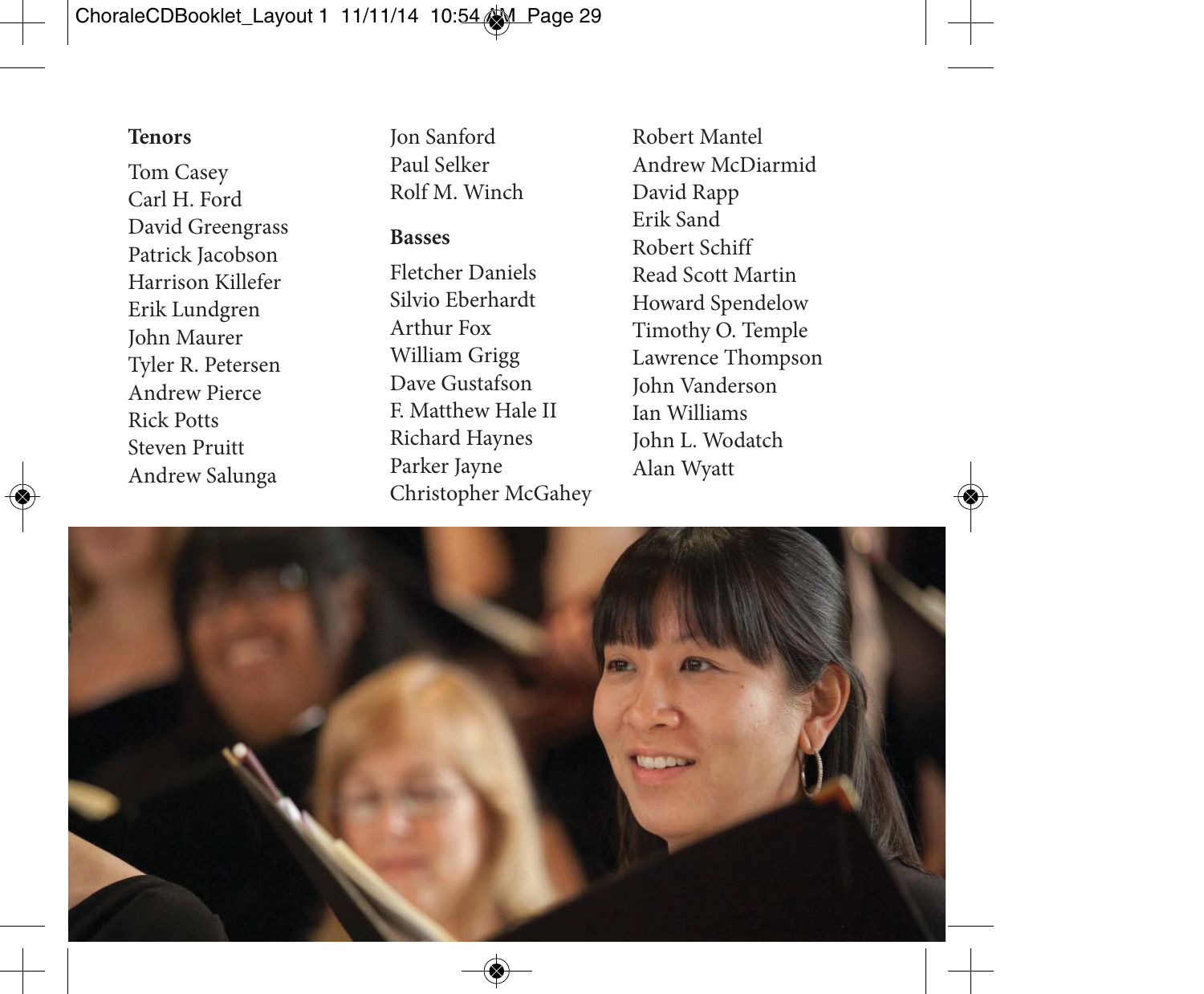### Tenors

Tom Casey
Carl H. Ford
David Greengrass
Patrick Jacobson
Harrison Killefer
Erik Lundgren
John Maurer
Tyler R. Petersen
Andrew Pierce
Rick Potts
Steven Pruitt
Andrew Salunga
Jon Sanford
Paul Selker
Rolf M. Winch

### Basses

Fletcher Daniels
Silvio Eberhardt
Arthur Fox
William Grigg
Dave Gustafson
F. Matthew Hale II
Richard Haynes
Parker Jayne
Christopher McGahey
Robert Mantel
Andrew McDiarmid
David Rapp
Erik Sand
Robert Schiff
Read Scott Martin
Howard Spendelow
Timothy O. Temple
Lawrence Thompson
John Vanderson
Ian Williams
John L. Wodatch
Alan Wyatt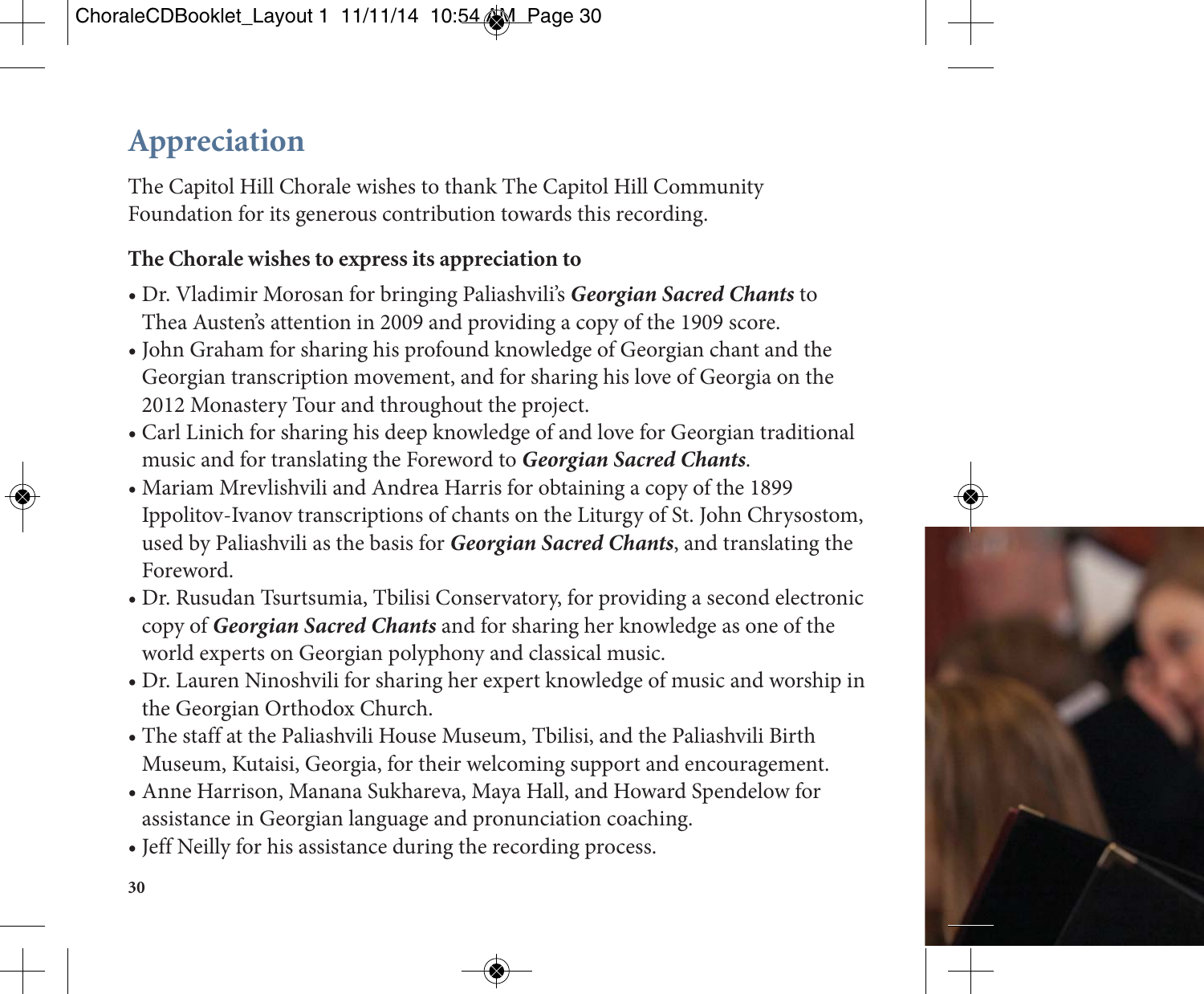# Appreciation

The Capitol Hill Chorale wishes to thank The Capitol Hill Community Foundation for its generous contribution towards this recording.

**The Chorale wishes to express its appreciation to**

- Dr. Vladimir Morosan for bringing Paliashvili's ***Georgian Sacred Chants*** to Thea Austen's attention in 2009 and providing a copy of the 1909 score.
- John Graham for sharing his profound knowledge of Georgian chant and the Georgian transcription movement, and for sharing his love of Georgia on the 2012 Monastery Tour and throughout the project.
- Carl Linich for sharing his deep knowledge of and love for Georgian traditional music and for translating the Foreword to ***Georgian Sacred Chants***.
- Mariam Mrevlishvili and Andrea Harris for obtaining a copy of the 1899 Ippolitov-Ivanov transcriptions of chants on the Liturgy of St. John Chrysostom, used by Paliashvili as the basis for ***Georgian Sacred Chants***, and translating the Foreword.
- Dr. Rusudan Tsurtsumia, Tbilisi Conservatory, for providing a second electronic copy of ***Georgian Sacred Chants*** and for sharing her knowledge as one of the world experts on Georgian polyphony and classical music.
- Dr. Lauren Ninoshvili for sharing her expert knowledge of music and worship in the Georgian Orthodox Church.
- The staff at the Paliashvili House Museum, Tbilisi, and the Paliashvili Birth Museum, Kutaisi, Georgia, for their welcoming support and encouragement.
- Anne Harrison, Manana Sukhareva, Maya Hall, and Howard Spendelow for assistance in Georgian language and pronunciation coaching.
- Jeff Neilly for his assistance during the recording process.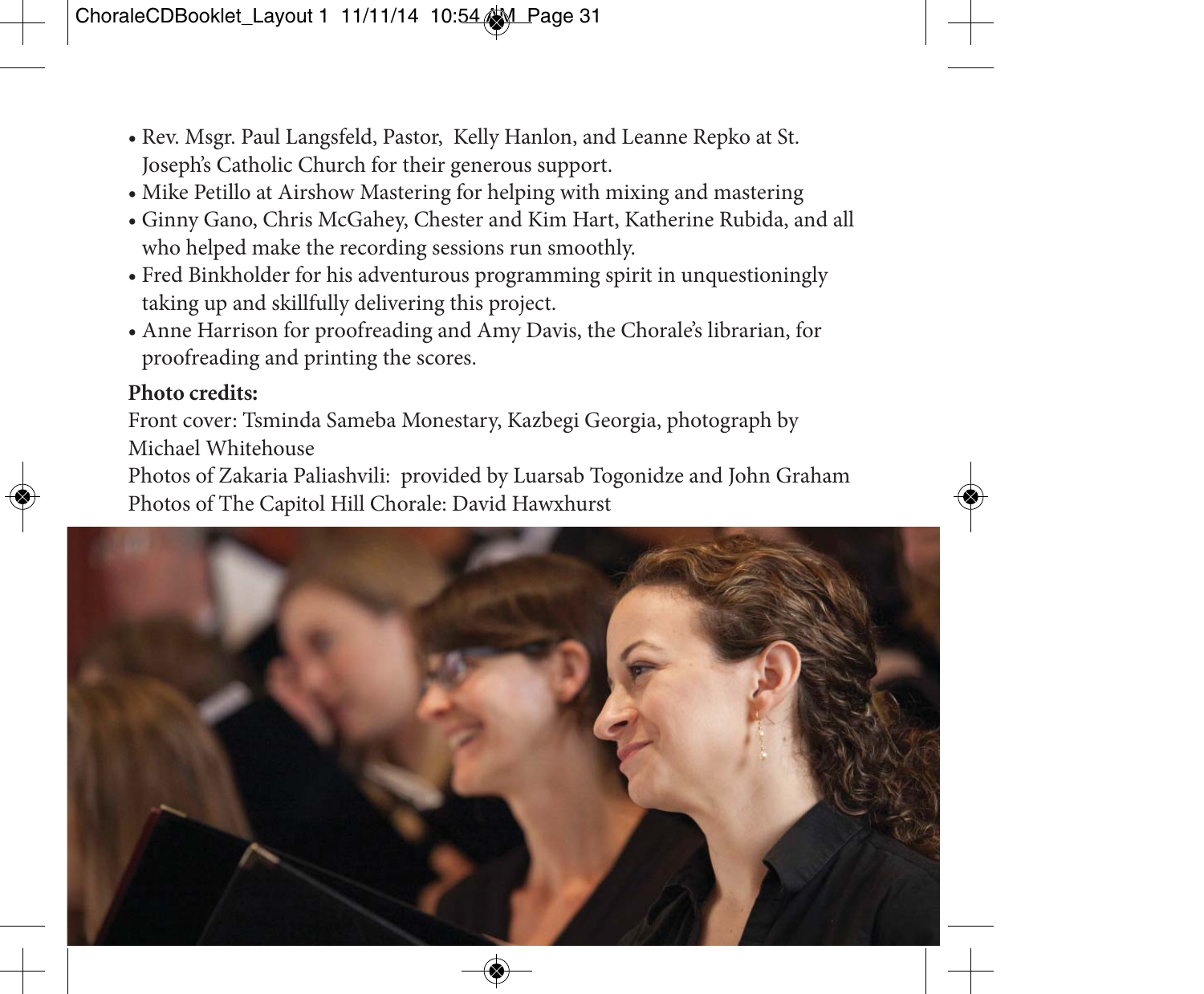- Rev. Msgr. Paul Langsfeld, Pastor, Kelly Hanlon, and Leanne Repko at St. Joseph's Catholic Church for their generous support.
- Mike Petillo at Airshow Mastering for helping with mixing and mastering
- Ginny Gano, Chris McGahey, Chester and Kim Hart, Katherine Rubida, and all who helped make the recording sessions run smoothly.
- Fred Binkholder for his adventurous programming spirit in unquestioningly taking up and skillfully delivering this project.
- Anne Harrison for proofreading and Amy Davis, the Chorale's librarian, for proofreading and printing the scores.

**Photo credits:**

Front cover: Tsminda Sameba Monestary, Kazbegi Georgia, photograph by Michael Whitehouse

Photos of Zakaria Paliashvili: provided by Luarsab Togonidze and John Graham

Photos of The Capitol Hill Chorale: David Hawxhurst